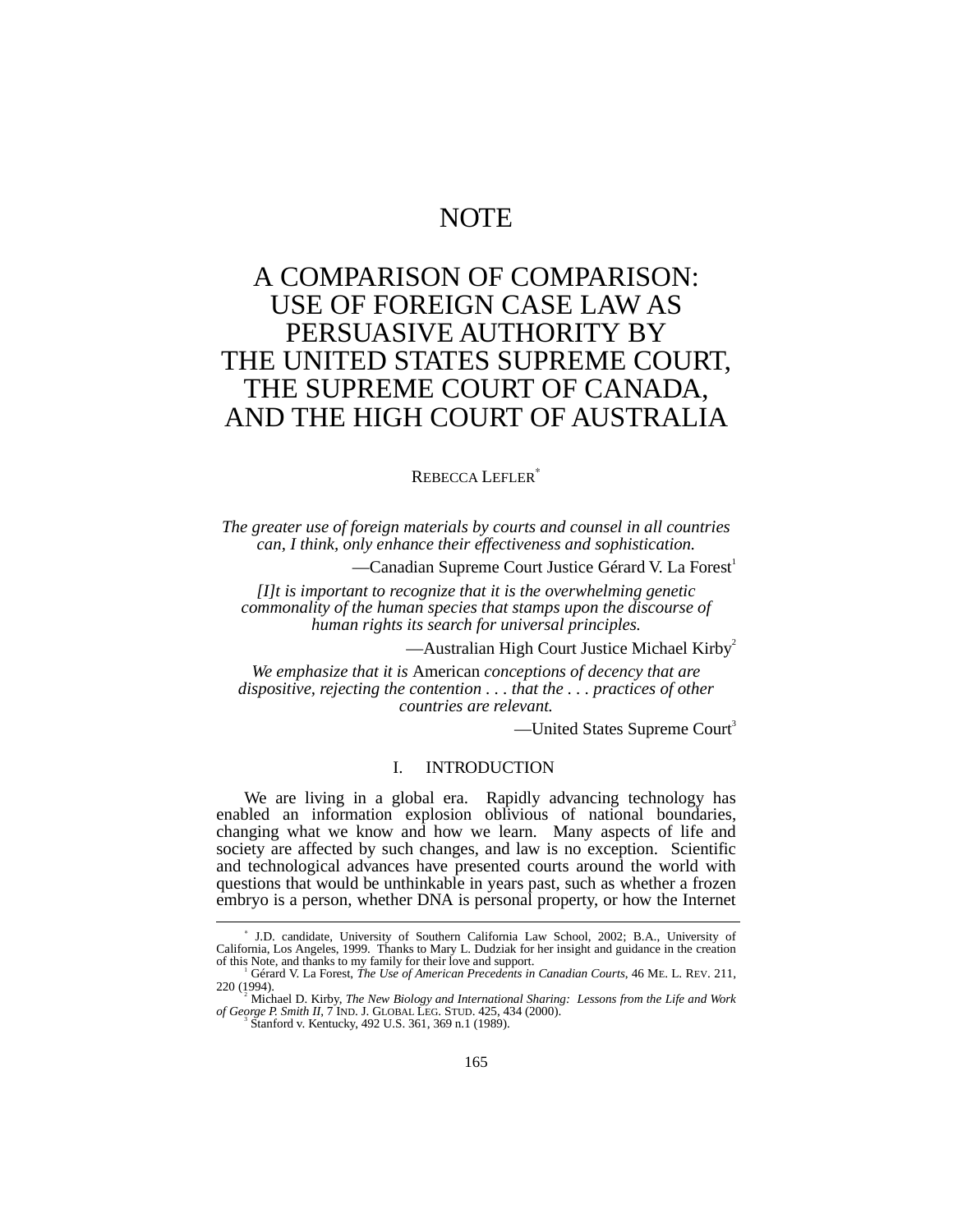# NOTE

# A COMPARISON OF COMPARISON: USE OF FOREIGN CASE LAW AS PERSUASIVE AUTHORITY BY THE UNITED STATES SUPREME COURT, THE SUPREME COURT OF CANADA, AND THE HIGH COURT OF AUSTRALIA

REBECCA LEFLER[*]

*The greater use of foreign materials by courts and counsel in all countries can, I think, only enhance their effectiveness and sophistication.*

—Canadian Supreme Court Justice Gérard V. La Forest[1]

*[I]t is important to recognize that it is the overwhelming genetic commonality of the human species that stamps upon the discourse of human rights its search for universal principles.*

—Australian High Court Justice Michael Kirby[2]

*We emphasize that it is* American *conceptions of decency that are dispositive, rejecting the contention . . . that the . . . practices of other countries are relevant.*

—United States Supreme Court[3]

## I. INTRODUCTION

We are living in a global era. Rapidly advancing technology has enabled an information explosion oblivious of national boundaries, changing what we know and how we learn. Many aspects of life and society are affected by such changes, and law is no exception. Scientific and technological advances have presented courts around the world with questions that would be unthinkable in years past, such as whether a frozen embryo is a person, whether DNA is personal property, or how the Internet

---

[*] J.D. candidate, University of Southern California Law School, 2002; B.A., University of California, Los Angeles, 1999. Thanks to Mary L. Dudziak for her insight and guidance in the creation of this Note, and thanks to my family for their love and support.

[1] Gérard V. La Forest, *The Use of American Precedents in Canadian Courts*, 46 ME. L. REV. 211, 220 (1994).

[2] Michael D. Kirby, *The New Biology and International Sharing: Lessons from the Life and Work of George P. Smith II*, 7 IND. J. GLOBAL LEG. STUD. 425, 434 (2000).

[3] Stanford v. Kentucky, 492 U.S. 361, 369 n.1 (1989).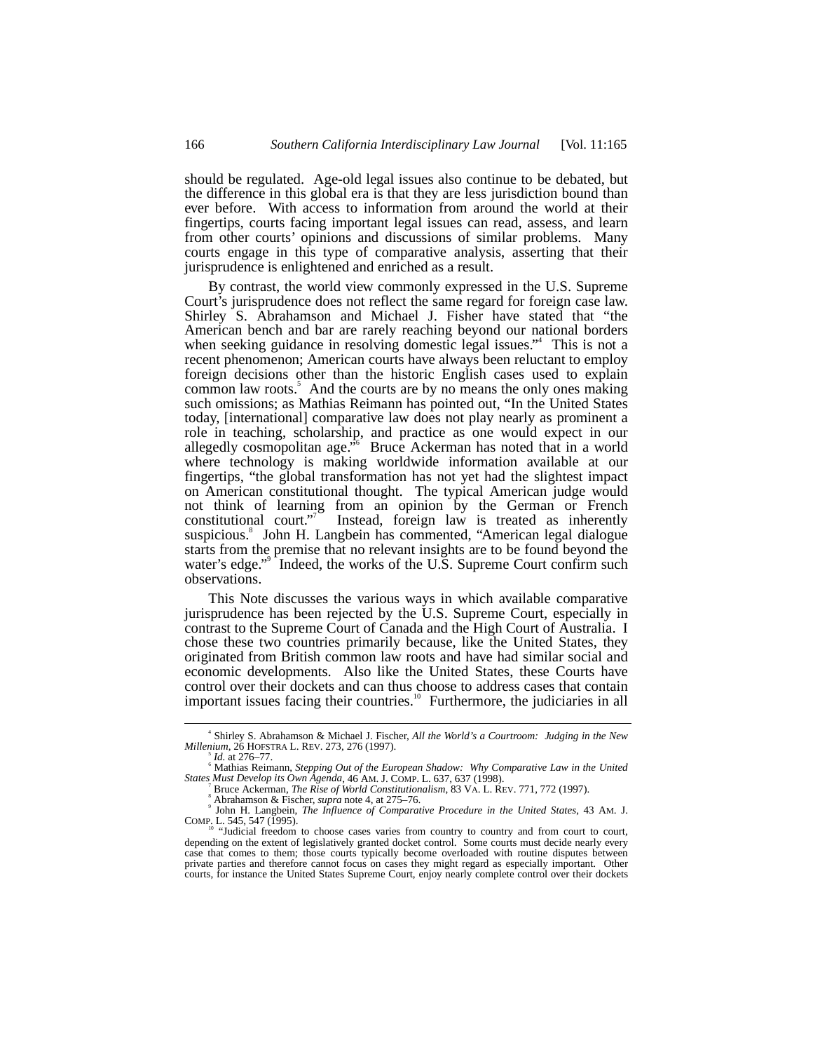should be regulated. Age-old legal issues also continue to be debated, but the difference in this global era is that they are less jurisdiction bound than ever before. With access to information from around the world at their fingertips, courts facing important legal issues can read, assess, and learn from other courts' opinions and discussions of similar problems. Many courts engage in this type of comparative analysis, asserting that their jurisprudence is enlightened and enriched as a result.

By contrast, the world view commonly expressed in the U.S. Supreme Court's jurisprudence does not reflect the same regard for foreign case law. Shirley S. Abrahamson and Michael J. Fisher have stated that "the American bench and bar are rarely reaching beyond our national borders when seeking guidance in resolving domestic legal issues."[4] This is not a recent phenomenon; American courts have always been reluctant to employ foreign decisions other than the historic English cases used to explain common law roots.[5] And the courts are by no means the only ones making such omissions; as Mathias Reimann has pointed out, "In the United States today, [international] comparative law does not play nearly as prominent a role in teaching, scholarship, and practice as one would expect in our allegedly cosmopolitan age."[6] Bruce Ackerman has noted that in a world where technology is making worldwide information available at our fingertips, "the global transformation has not yet had the slightest impact on American constitutional thought. The typical American judge would not think of learning from an opinion by the German or French constitutional court."[7] Instead, foreign law is treated as inherently suspicious.[8] John H. Langbein has commented, "American legal dialogue starts from the premise that no relevant insights are to be found beyond the water's edge."[9] Indeed, the works of the U.S. Supreme Court confirm such observations.

This Note discusses the various ways in which available comparative jurisprudence has been rejected by the U.S. Supreme Court, especially in contrast to the Supreme Court of Canada and the High Court of Australia. I chose these two countries primarily because, like the United States, they originated from British common law roots and have had similar social and economic developments. Also like the United States, these Courts have control over their dockets and can thus choose to address cases that contain important issues facing their countries.[10] Furthermore, the judiciaries in all

---

[4] Shirley S. Abrahamson & Michael J. Fischer, *All the World's a Courtroom: Judging in the New Millenium*, 26 HOFSTRA L. REV. 273, 276 (1997).

[5] *Id.* at 276–77.

[6] Mathias Reimann, *Stepping Out of the European Shadow: Why Comparative Law in the United States Must Develop its Own Agenda*, 46 AM. J. COMP. L. 637, 637 (1998).

[7] Bruce Ackerman, *The Rise of World Constitutionalism*, 83 VA. L. REV. 771, 772 (1997).

[8] Abrahamson & Fischer, *supra* note 4, at 275–76.

[9] John H. Langbein, *The Influence of Comparative Procedure in the United States*, 43 AM. J. COMP. L. 545, 547 (1995).

[10] "Judicial freedom to choose cases varies from country to country and from court to court, depending on the extent of legislatively granted docket control. Some courts must decide nearly every case that comes to them; those courts typically become overloaded with routine disputes between private parties and therefore cannot focus on cases they might regard as especially important. Other courts, for instance the United States Supreme Court, enjoy nearly complete control over their dockets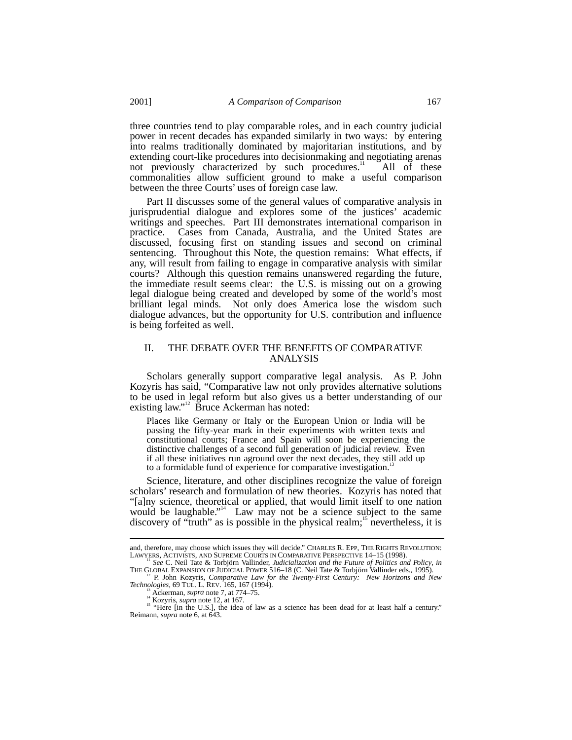three countries tend to play comparable roles, and in each country judicial power in recent decades has expanded similarly in two ways: by entering into realms traditionally dominated by majoritarian institutions, and by extending court-like procedures into decisionmaking and negotiating arenas not previously characterized by such procedures.[11] All of these commonalities allow sufficient ground to make a useful comparison between the three Courts' uses of foreign case law.

Part II discusses some of the general values of comparative analysis in jurisprudential dialogue and explores some of the justices' academic writings and speeches. Part III demonstrates international comparison in practice. Cases from Canada, Australia, and the United States are discussed, focusing first on standing issues and second on criminal sentencing. Throughout this Note, the question remains: What effects, if any, will result from failing to engage in comparative analysis with similar courts? Although this question remains unanswered regarding the future, the immediate result seems clear: the U.S. is missing out on a growing legal dialogue being created and developed by some of the world's most brilliant legal minds. Not only does America lose the wisdom such dialogue advances, but the opportunity for U.S. contribution and influence is being forfeited as well.

## II. THE DEBATE OVER THE BENEFITS OF COMPARATIVE ANALYSIS

Scholars generally support comparative legal analysis. As P. John Kozyris has said, "Comparative law not only provides alternative solutions to be used in legal reform but also gives us a better understanding of our existing law."[12] Bruce Ackerman has noted:

> Places like Germany or Italy or the European Union or India will be passing the fifty-year mark in their experiments with written texts and constitutional courts; France and Spain will soon be experiencing the distinctive challenges of a second full generation of judicial review. Even if all these initiatives run aground over the next decades, they still add up to a formidable fund of experience for comparative investigation.[13]

Science, literature, and other disciplines recognize the value of foreign scholars' research and formulation of new theories. Kozyris has noted that "[a]ny science, theoretical or applied, that would limit itself to one nation would be laughable."[14] Law may not be a science subject to the same discovery of "truth" as is possible in the physical realm;[15] nevertheless, it is

---

and, therefore, may choose which issues they will decide." CHARLES R. EPP, THE RIGHTS REVOLUTION: LAWYERS, ACTIVISTS, AND SUPREME COURTS IN COMPARATIVE PERSPECTIVE 14–15 (1998).

[11] *See* C. Neil Tate & Torbjörn Vallinder, *Judicialization and the Future of Politics and Policy*, *in* THE GLOBAL EXPANSION OF JUDICIAL POWER 516–18 (C. Neil Tate & Torbjörn Vallinder eds., 1995).

[12] P. John Kozyris, *Comparative Law for the Twenty-First Century: New Horizons and New Technologies*, 69 TUL. L. REV. 165, 167 (1994).

[13] Ackerman, *supra* note 7, at 774–75.

[14] Kozyris, *supra* note 12, at 167.

[15] "Here [in the U.S.], the idea of law as a science has been dead for at least half a century." Reimann, *supra* note 6, at 643.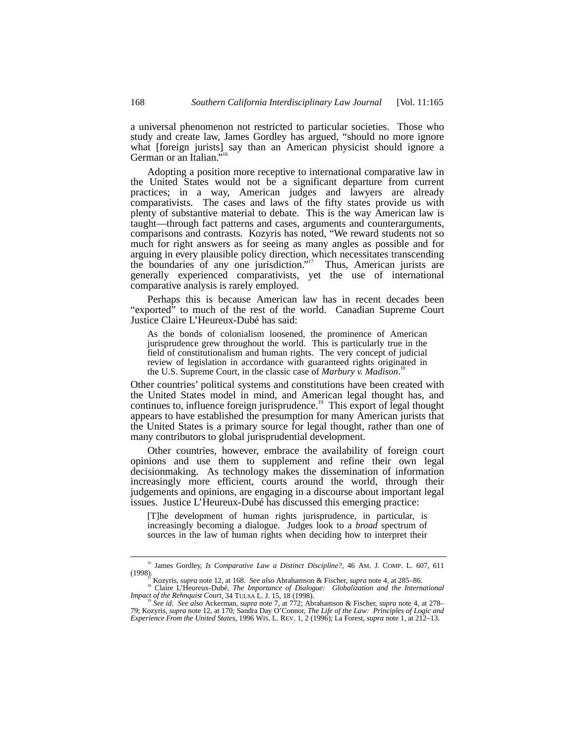a universal phenomenon not restricted to particular societies. Those who study and create law, James Gordley has argued, "should no more ignore what [foreign jurists] say than an American physicist should ignore a German or an Italian."[16]

Adopting a position more receptive to international comparative law in the United States would not be a significant departure from current practices; in a way, American judges and lawyers are already comparativists. The cases and laws of the fifty states provide us with plenty of substantive material to debate. This is the way American law is taught—through fact patterns and cases, arguments and counterarguments, comparisons and contrasts. Kozyris has noted, "We reward students not so much for right answers as for seeing as many angles as possible and for arguing in every plausible policy direction, which necessitates transcending the boundaries of any one jurisdiction."[17] Thus, American jurists are generally experienced comparativists, yet the use of international comparative analysis is rarely employed.

Perhaps this is because American law has in recent decades been "exported" to much of the rest of the world. Canadian Supreme Court Justice Claire L'Heureux-Dubé has said:

> As the bonds of colonialism loosened, the prominence of American jurisprudence grew throughout the world. This is particularly true in the field of constitutionalism and human rights. The very concept of judicial review of legislation in accordance with guaranteed rights originated in the U.S. Supreme Court, in the classic case of *Marbury v. Madison*.[18]

Other countries' political systems and constitutions have been created with the United States model in mind, and American legal thought has, and continues to, influence foreign jurisprudence.[19] This export of legal thought appears to have established the presumption for many American jurists that the United States is a primary source for legal thought, rather than one of many contributors to global jurisprudential development.

Other countries, however, embrace the availability of foreign court opinions and use them to supplement and refine their own legal decisionmaking. As technology makes the dissemination of information increasingly more efficient, courts around the world, through their judgements and opinions, are engaging in a discourse about important legal issues. Justice L'Heureux-Dubé has discussed this emerging practice:

> [T]he development of human rights jurisprudence, in particular, is increasingly becoming a dialogue. Judges look to a *broad* spectrum of sources in the law of human rights when deciding how to interpret their

---

[16] James Gordley, *Is Comparative Law a Distinct Discipline?*, 46 AM. J. COMP. L. 607, 611 (1998).

[17] Kozyris, *supra* note 12, at 168. *See also* Abrahamson & Fischer, *supra* note 4, at 285–86.

[18] Claire L'Heureux-Dubé, *The Importance of Dialogue: Globalization and the International Impact of the Rehnquist Court*, 34 TULSA L. J. 15, 18 (1998).

[19] *See id. See also* Ackerman, *supra* note 7, at 772; Abrahamson & Fischer, *supra* note 4, at 278–79; Kozyris, *supra* note 12, at 170; Sandra Day O'Connor, *The Life of the Law: Principles of Logic and Experience From the United States*, 1996 WIS. L. REV. 1, 2 (1996); La Forest, *supra* note 1, at 212–13.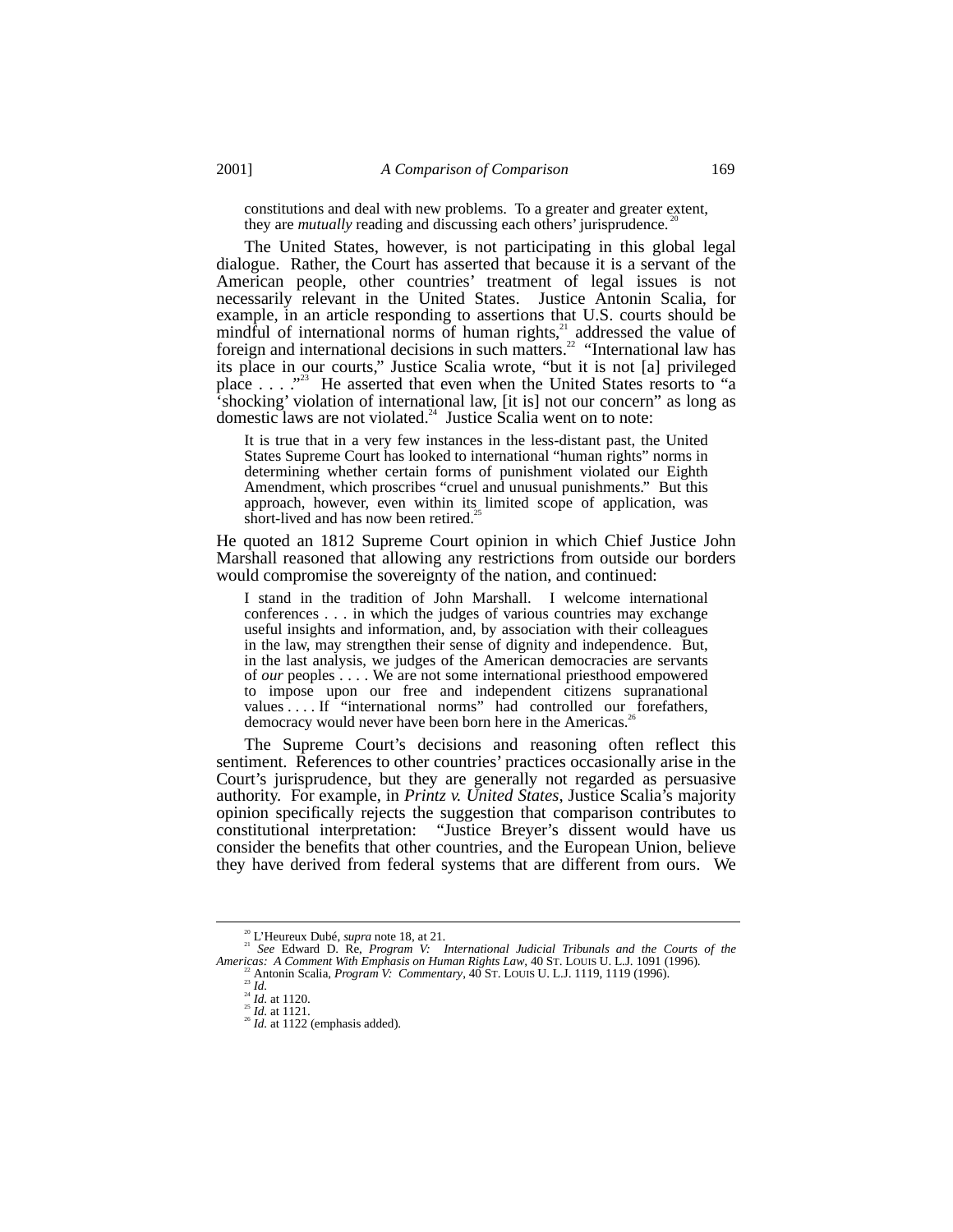> constitutions and deal with new problems. To a greater and greater extent, they are *mutually* reading and discussing each others' jurisprudence.[20]

The United States, however, is not participating in this global legal dialogue. Rather, the Court has asserted that because it is a servant of the American people, other countries' treatment of legal issues is not necessarily relevant in the United States. Justice Antonin Scalia, for example, in an article responding to assertions that U.S. courts should be mindful of international norms of human rights,[21] addressed the value of foreign and international decisions in such matters.[22] "International law has its place in our courts," Justice Scalia wrote, "but it is not [a] privileged place . . . ."[23] He asserted that even when the United States resorts to "a 'shocking' violation of international law, [it is] not our concern" as long as domestic laws are not violated.[24] Justice Scalia went on to note:

> It is true that in a very few instances in the less-distant past, the United States Supreme Court has looked to international "human rights" norms in determining whether certain forms of punishment violated our Eighth Amendment, which proscribes "cruel and unusual punishments." But this approach, however, even within its limited scope of application, was short-lived and has now been retired.[25]

He quoted an 1812 Supreme Court opinion in which Chief Justice John Marshall reasoned that allowing any restrictions from outside our borders would compromise the sovereignty of the nation, and continued:

> I stand in the tradition of John Marshall. I welcome international conferences . . . in which the judges of various countries may exchange useful insights and information, and, by association with their colleagues in the law, may strengthen their sense of dignity and independence. But, in the last analysis, we judges of the American democracies are servants of *our* peoples . . . . We are not some international priesthood empowered to impose upon our free and independent citizens supranational values . . . . If "international norms" had controlled our forefathers, democracy would never have been born here in the Americas.[26]

The Supreme Court's decisions and reasoning often reflect this sentiment. References to other countries' practices occasionally arise in the Court's jurisprudence, but they are generally not regarded as persuasive authority. For example, in *Printz v. United States*, Justice Scalia's majority opinion specifically rejects the suggestion that comparison contributes to constitutional interpretation: "Justice Breyer's dissent would have us consider the benefits that other countries, and the European Union, believe they have derived from federal systems that are different from ours. We

---

[20] L'Heureux Dubé, *supra* note 18, at 21.

[21] *See* Edward D. Re, *Program V: International Judicial Tribunals and the Courts of the Americas: A Comment With Emphasis on Human Rights Law*, 40 ST. LOUIS U. L.J. 1091 (1996).

[22] Antonin Scalia, *Program V: Commentary*, 40 ST. LOUIS U. L.J. 1119, 1119 (1996).

[23] *Id.*

[24] *Id.* at 1120.

[25] *Id.* at 1121.

[26] *Id.* at 1122 (emphasis added).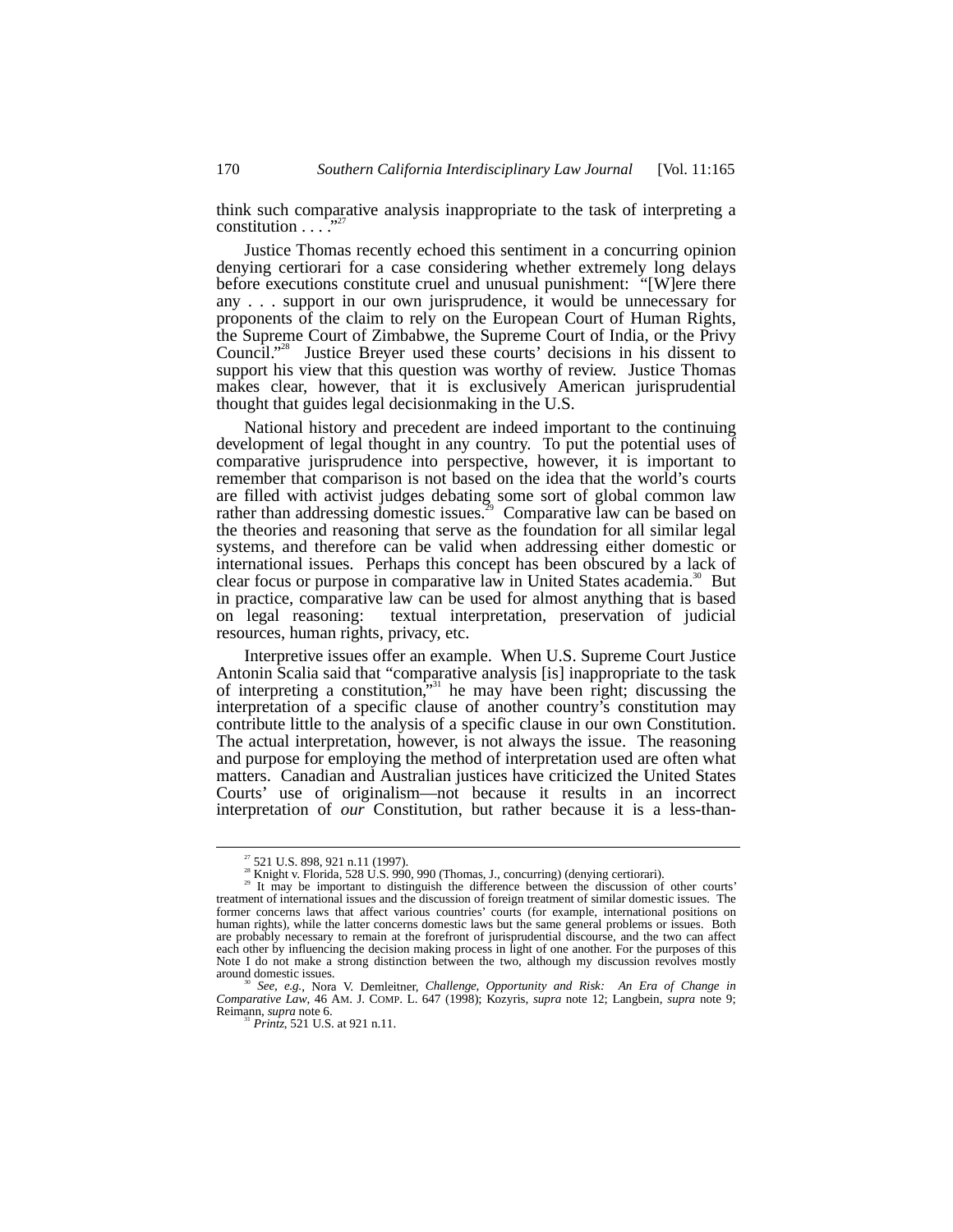think such comparative analysis inappropriate to the task of interpreting a constitution . . . ."[27]

Justice Thomas recently echoed this sentiment in a concurring opinion denying certiorari for a case considering whether extremely long delays before executions constitute cruel and unusual punishment: "[W]ere there any . . . support in our own jurisprudence, it would be unnecessary for proponents of the claim to rely on the European Court of Human Rights, the Supreme Court of Zimbabwe, the Supreme Court of India, or the Privy Council."[28] Justice Breyer used these courts' decisions in his dissent to support his view that this question was worthy of review. Justice Thomas makes clear, however, that it is exclusively American jurisprudential thought that guides legal decisionmaking in the U.S.

National history and precedent are indeed important to the continuing development of legal thought in any country. To put the potential uses of comparative jurisprudence into perspective, however, it is important to remember that comparison is not based on the idea that the world's courts are filled with activist judges debating some sort of global common law rather than addressing domestic issues.[29] Comparative law can be based on the theories and reasoning that serve as the foundation for all similar legal systems, and therefore can be valid when addressing either domestic or international issues. Perhaps this concept has been obscured by a lack of clear focus or purpose in comparative law in United States academia.[30] But in practice, comparative law can be used for almost anything that is based on legal reasoning: textual interpretation, preservation of judicial resources, human rights, privacy, etc.

Interpretive issues offer an example. When U.S. Supreme Court Justice Antonin Scalia said that "comparative analysis [is] inappropriate to the task of interpreting a constitution,"[31] he may have been right; discussing the interpretation of a specific clause of another country's constitution may contribute little to the analysis of a specific clause in our own Constitution. The actual interpretation, however, is not always the issue. The reasoning and purpose for employing the method of interpretation used are often what matters. Canadian and Australian justices have criticized the United States Courts' use of originalism—not because it results in an incorrect interpretation of *our* Constitution, but rather because it is a less-than-

---

[27] 521 U.S. 898, 921 n.11 (1997).

[28] Knight v. Florida, 528 U.S. 990, 990 (Thomas, J., concurring) (denying certiorari).

[29] It may be important to distinguish the difference between the discussion of other courts' treatment of international issues and the discussion of foreign treatment of similar domestic issues. The former concerns laws that affect various countries' courts (for example, international positions on human rights), while the latter concerns domestic laws but the same general problems or issues. Both are probably necessary to remain at the forefront of jurisprudential discourse, and the two can affect each other by influencing the decision making process in light of one another. For the purposes of this Note I do not make a strong distinction between the two, although my discussion revolves mostly around domestic issues.

[30] *See, e.g.*, Nora V. Demleitner, *Challenge, Opportunity and Risk: An Era of Change in Comparative Law*, 46 AM. J. COMP. L. 647 (1998); Kozyris, *supra* note 12; Langbein, *supra* note 9; Reimann, *supra* note 6.

[31] *Printz*, 521 U.S. at 921 n.11.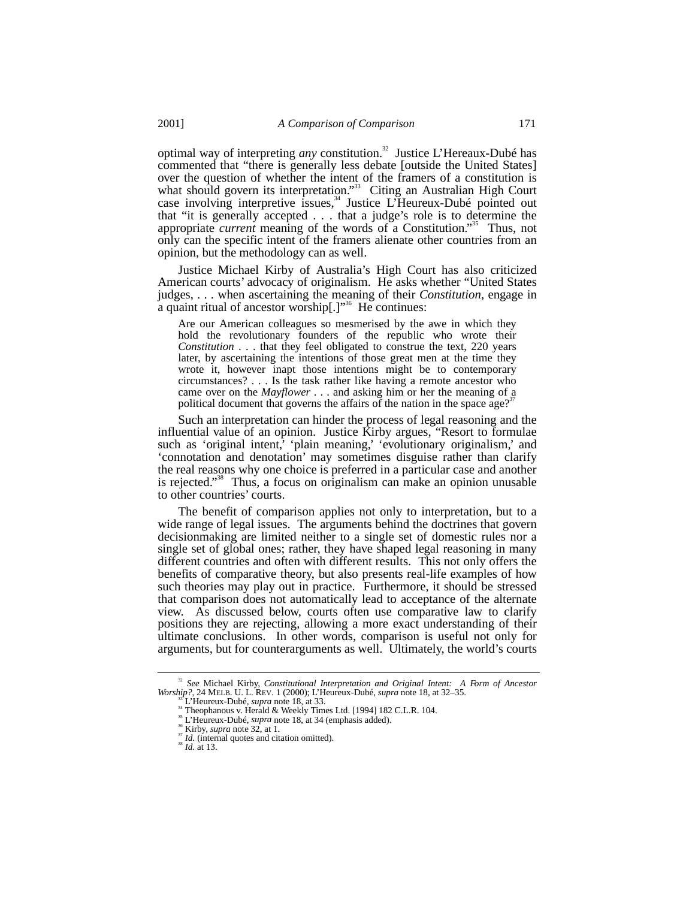optimal way of interpreting *any* constitution.[32] Justice L'Hereaux-Dubé has commented that "there is generally less debate [outside the United States] over the question of whether the intent of the framers of a constitution is what should govern its interpretation."[33] Citing an Australian High Court case involving interpretive issues,[34] Justice L'Heureux-Dubé pointed out that "it is generally accepted . . . that a judge's role is to determine the appropriate *current* meaning of the words of a Constitution."[35] Thus, not only can the specific intent of the framers alienate other countries from an opinion, but the methodology can as well.

Justice Michael Kirby of Australia's High Court has also criticized American courts' advocacy of originalism. He asks whether "United States judges, . . . when ascertaining the meaning of their *Constitution*, engage in a quaint ritual of ancestor worship[.]"[36] He continues:

> Are our American colleagues so mesmerised by the awe in which they hold the revolutionary founders of the republic who wrote their *Constitution* . . . that they feel obligated to construe the text, 220 years later, by ascertaining the intentions of those great men at the time they wrote it, however inapt those intentions might be to contemporary circumstances? . . . Is the task rather like having a remote ancestor who came over on the *Mayflower* . . . and asking him or her the meaning of a political document that governs the affairs of the nation in the space age?[37]

Such an interpretation can hinder the process of legal reasoning and the influential value of an opinion. Justice Kirby argues, "Resort to formulae such as 'original intent,' 'plain meaning,' 'evolutionary originalism,' and 'connotation and denotation' may sometimes disguise rather than clarify the real reasons why one choice is preferred in a particular case and another is rejected."[38] Thus, a focus on originalism can make an opinion unusable to other countries' courts.

The benefit of comparison applies not only to interpretation, but to a wide range of legal issues. The arguments behind the doctrines that govern decisionmaking are limited neither to a single set of domestic rules nor a single set of global ones; rather, they have shaped legal reasoning in many different countries and often with different results. This not only offers the benefits of comparative theory, but also presents real-life examples of how such theories may play out in practice. Furthermore, it should be stressed that comparison does not automatically lead to acceptance of the alternate view. As discussed below, courts often use comparative law to clarify positions they are rejecting, allowing a more exact understanding of their ultimate conclusions. In other words, comparison is useful not only for arguments, but for counterarguments as well. Ultimately, the world's courts

---

[32] *See* Michael Kirby, *Constitutional Interpretation and Original Intent: A Form of Ancestor Worship?*, 24 MELB. U. L. REV. 1 (2000); L'Heureux-Dubé, *supra* note 18, at 32–35.

[33] L'Heureux-Dubé, *supra* note 18, at 33.

[34] Theophanous v. Herald & Weekly Times Ltd. [1994] 182 C.L.R. 104.

[35] L'Heureux-Dubé, *supra* note 18, at 34 (emphasis added).

[36] Kirby, *supra* note 32, at 1.

[37] *Id.* (internal quotes and citation omitted).

[38] *Id.* at 13.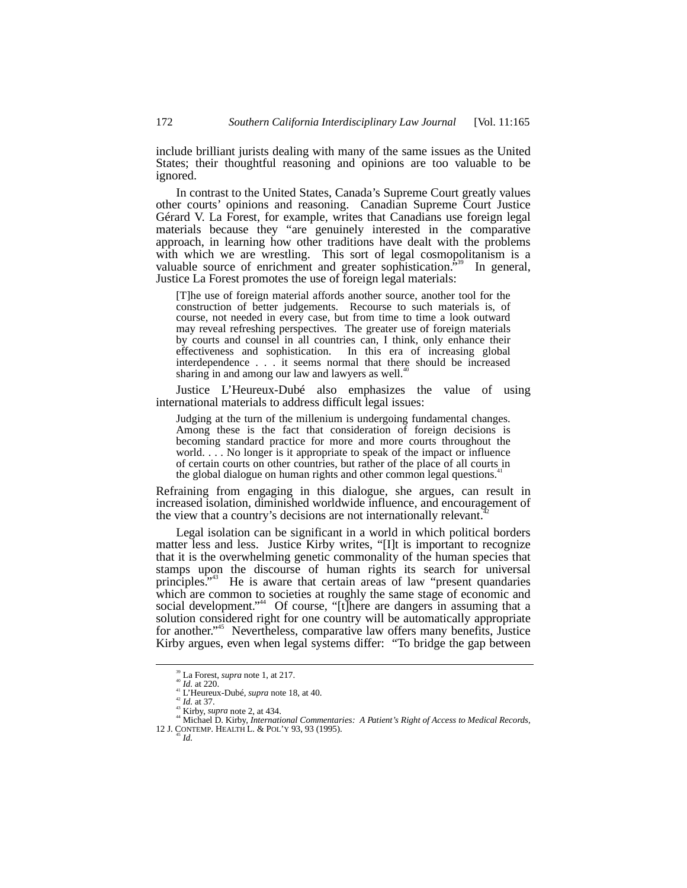include brilliant jurists dealing with many of the same issues as the United States; their thoughtful reasoning and opinions are too valuable to be ignored.

In contrast to the United States, Canada's Supreme Court greatly values other courts' opinions and reasoning. Canadian Supreme Court Justice Gérard V. La Forest, for example, writes that Canadians use foreign legal materials because they "are genuinely interested in the comparative approach, in learning how other traditions have dealt with the problems with which we are wrestling. This sort of legal cosmopolitanism is a valuable source of enrichment and greater sophistication."[39] In general, Justice La Forest promotes the use of foreign legal materials:

> [T]he use of foreign material affords another source, another tool for the construction of better judgements. Recourse to such materials is, of course, not needed in every case, but from time to time a look outward may reveal refreshing perspectives. The greater use of foreign materials by courts and counsel in all countries can, I think, only enhance their effectiveness and sophistication. In this era of increasing global interdependence . . . it seems normal that there should be increased sharing in and among our law and lawyers as well.[40]

Justice L'Heureux-Dubé also emphasizes the value of using international materials to address difficult legal issues:

> Judging at the turn of the millenium is undergoing fundamental changes. Among these is the fact that consideration of foreign decisions is becoming standard practice for more and more courts throughout the world. . . . No longer is it appropriate to speak of the impact or influence of certain courts on other countries, but rather of the place of all courts in the global dialogue on human rights and other common legal questions.[41]

Refraining from engaging in this dialogue, she argues, can result in increased isolation, diminished worldwide influence, and encouragement of the view that a country's decisions are not internationally relevant.[42]

Legal isolation can be significant in a world in which political borders matter less and less. Justice Kirby writes, "[I]t is important to recognize that it is the overwhelming genetic commonality of the human species that stamps upon the discourse of human rights its search for universal principles."[43] He is aware that certain areas of law "present quandaries which are common to societies at roughly the same stage of economic and social development."[44] Of course, "[t]here are dangers in assuming that a solution considered right for one country will be automatically appropriate for another."[45] Nevertheless, comparative law offers many benefits, Justice Kirby argues, even when legal systems differ: "To bridge the gap between

---

[39] La Forest, *supra* note 1, at 217.

[40] *Id.* at 220.

[41] L'Heureux-Dubé, *supra* note 18, at 40.

[42] *Id.* at 37.

[43] Kirby, *supra* note 2, at 434.

[44] Michael D. Kirby, *International Commentaries: A Patient's Right of Access to Medical Records*, 12 J. CONTEMP. HEALTH L. & POL'Y 93, 93 (1995).

[45] *Id.*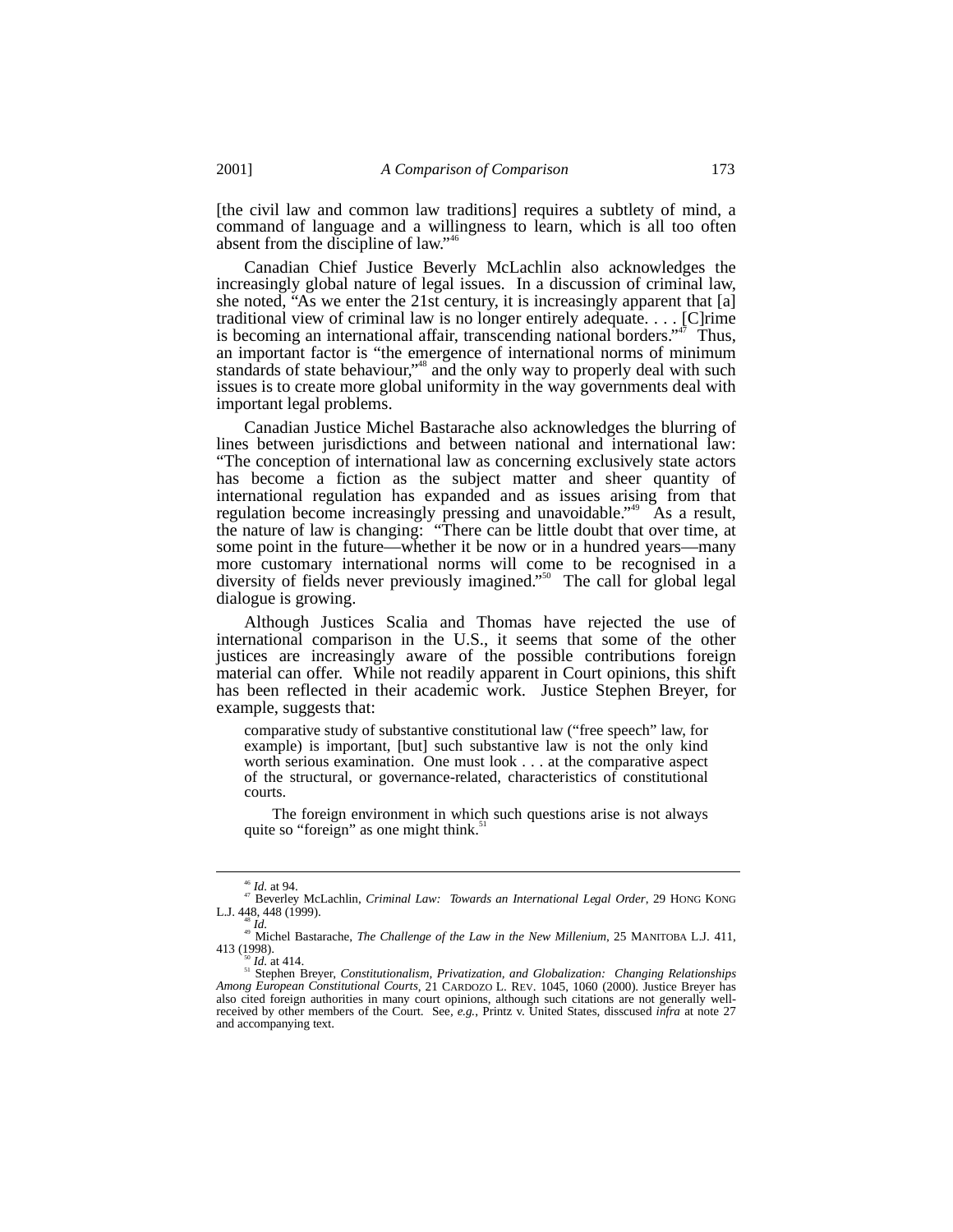[the civil law and common law traditions] requires a subtlety of mind, a command of language and a willingness to learn, which is all too often absent from the discipline of law."[46]

Canadian Chief Justice Beverly McLachlin also acknowledges the increasingly global nature of legal issues. In a discussion of criminal law, she noted, "As we enter the 21st century, it is increasingly apparent that [a] traditional view of criminal law is no longer entirely adequate. . . . [C]rime is becoming an international affair, transcending national borders."[47] Thus, an important factor is "the emergence of international norms of minimum standards of state behaviour,"[48] and the only way to properly deal with such issues is to create more global uniformity in the way governments deal with important legal problems.

Canadian Justice Michel Bastarache also acknowledges the blurring of lines between jurisdictions and between national and international law: "The conception of international law as concerning exclusively state actors has become a fiction as the subject matter and sheer quantity of international regulation has expanded and as issues arising from that regulation become increasingly pressing and unavoidable."[49] As a result, the nature of law is changing: "There can be little doubt that over time, at some point in the future—whether it be now or in a hundred years—many more customary international norms will come to be recognised in a diversity of fields never previously imagined."[50] The call for global legal dialogue is growing.

Although Justices Scalia and Thomas have rejected the use of international comparison in the U.S., it seems that some of the other justices are increasingly aware of the possible contributions foreign material can offer. While not readily apparent in Court opinions, this shift has been reflected in their academic work. Justice Stephen Breyer, for example, suggests that:

> comparative study of substantive constitutional law ("free speech" law, for example) is important, [but] such substantive law is not the only kind worth serious examination. One must look . . . at the comparative aspect of the structural, or governance-related, characteristics of constitutional courts.
>
> The foreign environment in which such questions arise is not always quite so "foreign" as one might think.[51]

---

[46] *Id.* at 94.

[47] Beverley McLachlin, *Criminal Law: Towards an International Legal Order*, 29 HONG KONG L.J. 448, 448 (1999).

[48] *Id.*

[49] Michel Bastarache, *The Challenge of the Law in the New Millenium*, 25 MANITOBA L.J. 411, 413 (1998).

[50] *Id.* at 414.

[51] Stephen Breyer, *Constitutionalism, Privatization, and Globalization: Changing Relationships Among European Constitutional Courts*, 21 CARDOZO L. REV. 1045, 1060 (2000). Justice Breyer has also cited foreign authorities in many court opinions, although such citations are not generally well-received by other members of the Court. See, *e.g.*, Printz v. United States, disscused *infra* at note 27 and accompanying text.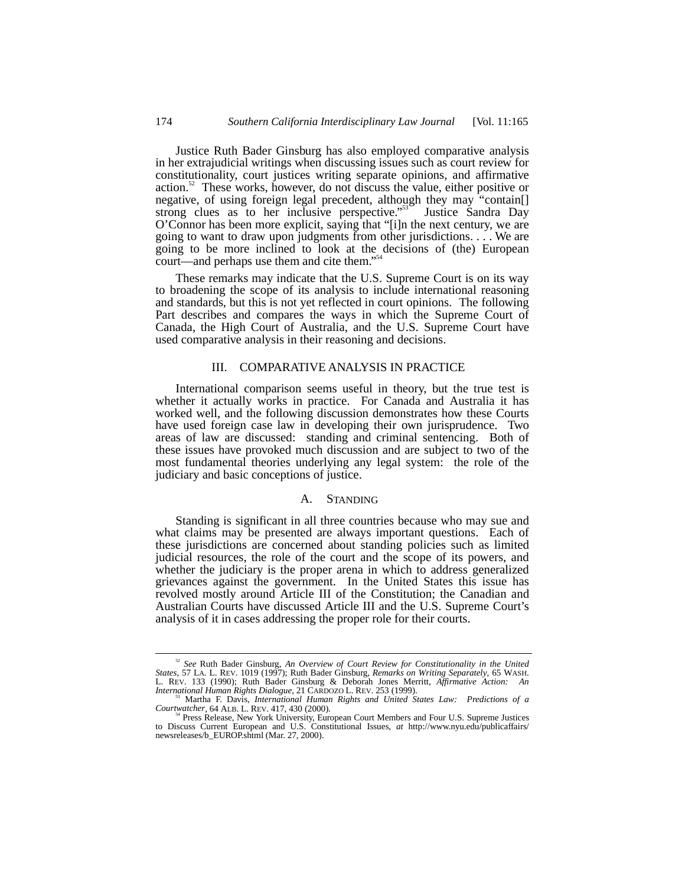Justice Ruth Bader Ginsburg has also employed comparative analysis in her extrajudicial writings when discussing issues such as court review for constitutionality, court justices writing separate opinions, and affirmative action.[52] These works, however, do not discuss the value, either positive or negative, of using foreign legal precedent, although they may "contain[] strong clues as to her inclusive perspective."[53] Justice Sandra Day O'Connor has been more explicit, saying that "[i]n the next century, we are going to want to draw upon judgments from other jurisdictions. . . . We are going to be more inclined to look at the decisions of (the) European court—and perhaps use them and cite them."[54]

These remarks may indicate that the U.S. Supreme Court is on its way to broadening the scope of its analysis to include international reasoning and standards, but this is not yet reflected in court opinions. The following Part describes and compares the ways in which the Supreme Court of Canada, the High Court of Australia, and the U.S. Supreme Court have used comparative analysis in their reasoning and decisions.

## III. COMPARATIVE ANALYSIS IN PRACTICE

International comparison seems useful in theory, but the true test is whether it actually works in practice. For Canada and Australia it has worked well, and the following discussion demonstrates how these Courts have used foreign case law in developing their own jurisprudence. Two areas of law are discussed: standing and criminal sentencing. Both of these issues have provoked much discussion and are subject to two of the most fundamental theories underlying any legal system: the role of the judiciary and basic conceptions of justice.

### A. STANDING

Standing is significant in all three countries because who may sue and what claims may be presented are always important questions. Each of these jurisdictions are concerned about standing policies such as limited judicial resources, the role of the court and the scope of its powers, and whether the judiciary is the proper arena in which to address generalized grievances against the government. In the United States this issue has revolved mostly around Article III of the Constitution; the Canadian and Australian Courts have discussed Article III and the U.S. Supreme Court's analysis of it in cases addressing the proper role for their courts.

---

[52] *See* Ruth Bader Ginsburg, *An Overview of Court Review for Constitutionality in the United States*, 57 LA. L. REV. 1019 (1997); Ruth Bader Ginsburg, *Remarks on Writing Separately*, 65 WASH. L. REV. 133 (1990); Ruth Bader Ginsburg & Deborah Jones Merritt, *Affirmative Action: An International Human Rights Dialogue*, 21 CARDOZO L. REV. 253 (1999).

[53] Martha F. Davis, *International Human Rights and United States Law: Predictions of a Courtwatcher*, 64 ALB. L. REV. 417, 430 (2000).

[54] Press Release, New York University, European Court Members and Four U.S. Supreme Justices to Discuss Current European and U.S. Constitutional Issues, *at* http://www.nyu.edu/publicaffairs/newsreleases/b_EUROP.shtml (Mar. 27, 2000).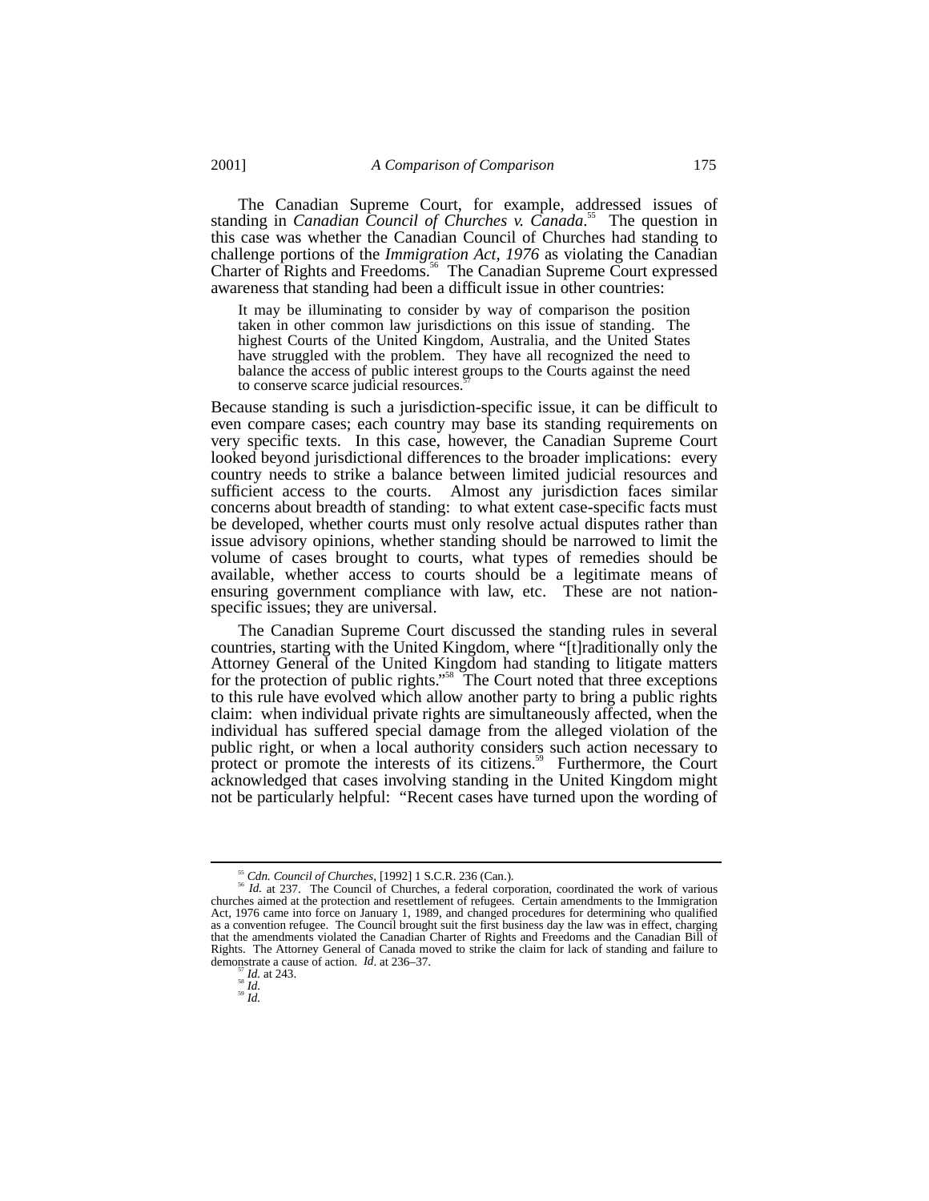The Canadian Supreme Court, for example, addressed issues of standing in *Canadian Council of Churches v. Canada*.[55] The question in this case was whether the Canadian Council of Churches had standing to challenge portions of the *Immigration Act, 1976* as violating the Canadian Charter of Rights and Freedoms.[56] The Canadian Supreme Court expressed awareness that standing had been a difficult issue in other countries:

> It may be illuminating to consider by way of comparison the position taken in other common law jurisdictions on this issue of standing. The highest Courts of the United Kingdom, Australia, and the United States have struggled with the problem. They have all recognized the need to balance the access of public interest groups to the Courts against the need to conserve scarce judicial resources.[57]

Because standing is such a jurisdiction-specific issue, it can be difficult to even compare cases; each country may base its standing requirements on very specific texts. In this case, however, the Canadian Supreme Court looked beyond jurisdictional differences to the broader implications: every country needs to strike a balance between limited judicial resources and sufficient access to the courts. Almost any jurisdiction faces similar concerns about breadth of standing: to what extent case-specific facts must be developed, whether courts must only resolve actual disputes rather than issue advisory opinions, whether standing should be narrowed to limit the volume of cases brought to courts, what types of remedies should be available, whether access to courts should be a legitimate means of ensuring government compliance with law, etc. These are not nation-specific issues; they are universal.

The Canadian Supreme Court discussed the standing rules in several countries, starting with the United Kingdom, where "[t]raditionally only the Attorney General of the United Kingdom had standing to litigate matters for the protection of public rights."[58] The Court noted that three exceptions to this rule have evolved which allow another party to bring a public rights claim: when individual private rights are simultaneously affected, when the individual has suffered special damage from the alleged violation of the public right, or when a local authority considers such action necessary to protect or promote the interests of its citizens.[59] Furthermore, the Court acknowledged that cases involving standing in the United Kingdom might not be particularly helpful: "Recent cases have turned upon the wording of

---

[55] *Cdn. Council of Churches*, [1992] 1 S.C.R. 236 (Can.).

[56] *Id.* at 237. The Council of Churches, a federal corporation, coordinated the work of various churches aimed at the protection and resettlement of refugees. Certain amendments to the Immigration Act, 1976 came into force on January 1, 1989, and changed procedures for determining who qualified as a convention refugee. The Council brought suit the first business day the law was in effect, charging that the amendments violated the Canadian Charter of Rights and Freedoms and the Canadian Bill of Rights. The Attorney General of Canada moved to strike the claim for lack of standing and failure to demonstrate a cause of action. *Id*. at 236–37.

[57] *Id.* at 243.

[58] *Id.*

[59] *Id.*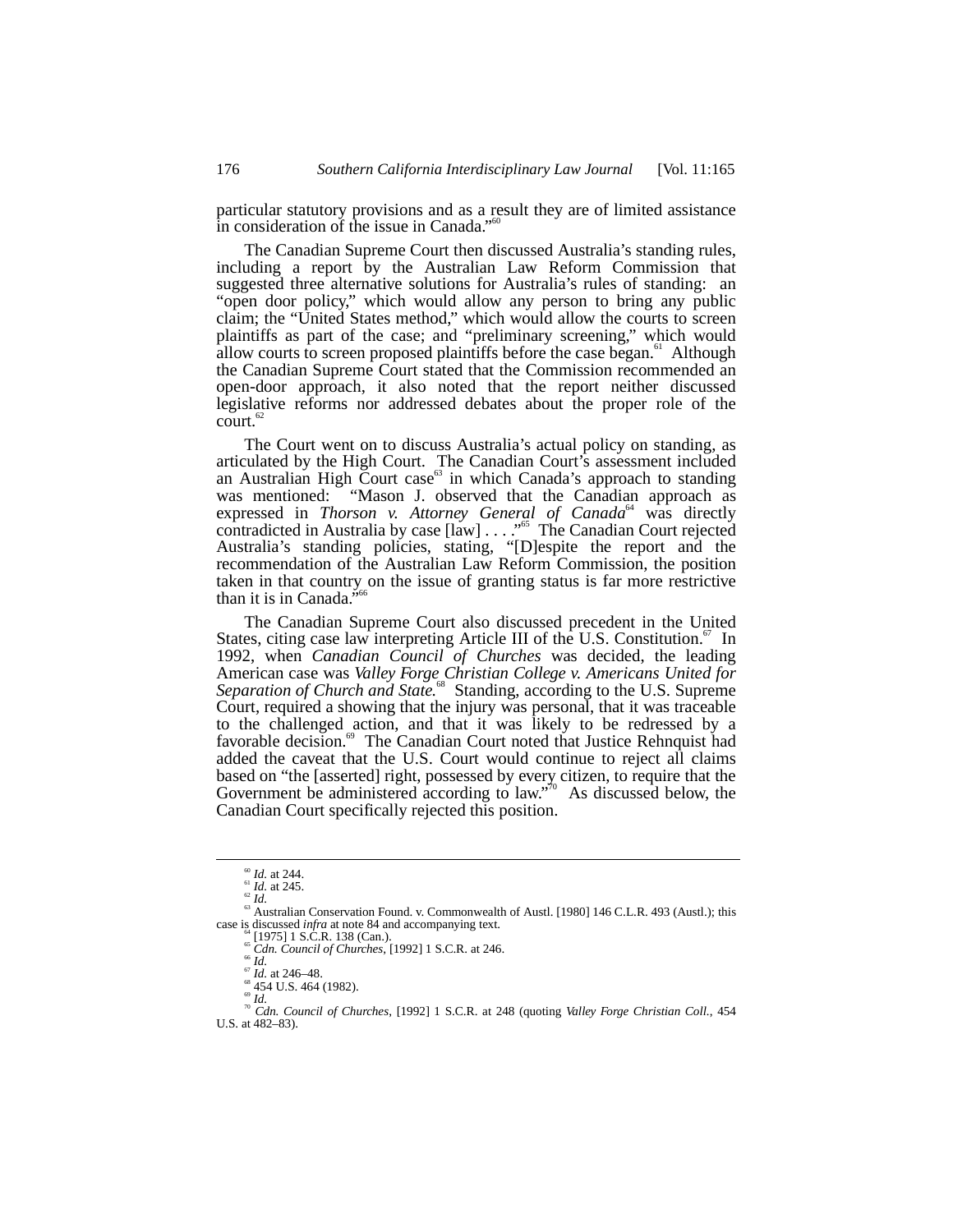particular statutory provisions and as a result they are of limited assistance in consideration of the issue in Canada."[60]

The Canadian Supreme Court then discussed Australia's standing rules, including a report by the Australian Law Reform Commission that suggested three alternative solutions for Australia's rules of standing: an "open door policy," which would allow any person to bring any public claim; the "United States method," which would allow the courts to screen plaintiffs as part of the case; and "preliminary screening," which would allow courts to screen proposed plaintiffs before the case began.[61] Although the Canadian Supreme Court stated that the Commission recommended an open-door approach, it also noted that the report neither discussed legislative reforms nor addressed debates about the proper role of the court.[62]

The Court went on to discuss Australia's actual policy on standing, as articulated by the High Court. The Canadian Court's assessment included an Australian High Court case[63] in which Canada's approach to standing was mentioned: "Mason J. observed that the Canadian approach as expressed in *Thorson v. Attorney General of Canada*[64] was directly contradicted in Australia by case [law] . . . ."[65] The Canadian Court rejected Australia's standing policies, stating, "[D]espite the report and the recommendation of the Australian Law Reform Commission, the position taken in that country on the issue of granting status is far more restrictive than it is in Canada."[66]

The Canadian Supreme Court also discussed precedent in the United States, citing case law interpreting Article III of the U.S. Constitution.[67] In 1992, when *Canadian Council of Churches* was decided, the leading American case was *Valley Forge Christian College v. Americans United for Separation of Church and State*.[68] Standing, according to the U.S. Supreme Court, required a showing that the injury was personal, that it was traceable to the challenged action, and that it was likely to be redressed by a favorable decision.[69] The Canadian Court noted that Justice Rehnquist had added the caveat that the U.S. Court would continue to reject all claims based on "the [asserted] right, possessed by every citizen, to require that the Government be administered according to law."[70] As discussed below, the Canadian Court specifically rejected this position.

---

[60] *Id.* at 244.
[61] *Id.* at 245.
[62] *Id.*
[63] Australian Conservation Found. v. Commonwealth of Austl. [1980] 146 C.L.R. 493 (Austl.); this case is discussed *infra* at note 84 and accompanying text.
[64] [1975] 1 S.C.R. 138 (Can.).
[65] *Cdn. Council of Churches*, [1992] 1 S.C.R. at 246.
[66] *Id.*
[67] *Id.* at 246–48.
[68] 454 U.S. 464 (1982).
[69] *Id.*
[70] *Cdn. Council of Churches*, [1992] 1 S.C.R. at 248 (quoting *Valley Forge Christian Coll.*, 454 U.S. at 482–83).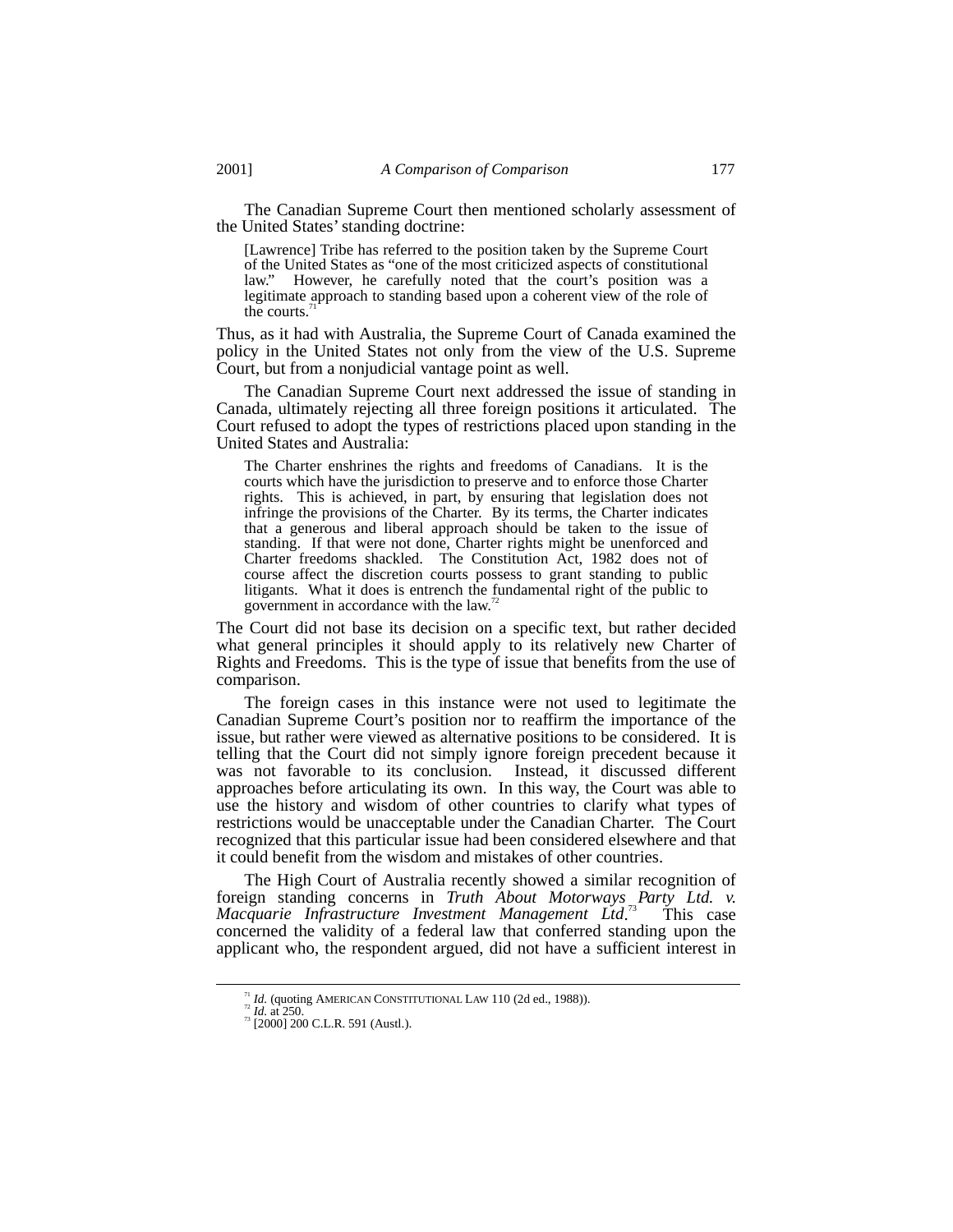The Canadian Supreme Court then mentioned scholarly assessment of the United States' standing doctrine:

> [Lawrence] Tribe has referred to the position taken by the Supreme Court of the United States as "one of the most criticized aspects of constitutional law." However, he carefully noted that the court's position was a legitimate approach to standing based upon a coherent view of the role of the courts.[71]

Thus, as it had with Australia, the Supreme Court of Canada examined the policy in the United States not only from the view of the U.S. Supreme Court, but from a nonjudicial vantage point as well.

The Canadian Supreme Court next addressed the issue of standing in Canada, ultimately rejecting all three foreign positions it articulated. The Court refused to adopt the types of restrictions placed upon standing in the United States and Australia:

> The Charter enshrines the rights and freedoms of Canadians. It is the courts which have the jurisdiction to preserve and to enforce those Charter rights. This is achieved, in part, by ensuring that legislation does not infringe the provisions of the Charter. By its terms, the Charter indicates that a generous and liberal approach should be taken to the issue of standing. If that were not done, Charter rights might be unenforced and Charter freedoms shackled. The Constitution Act, 1982 does not of course affect the discretion courts possess to grant standing to public litigants. What it does is entrench the fundamental right of the public to government in accordance with the law.[72]

The Court did not base its decision on a specific text, but rather decided what general principles it should apply to its relatively new Charter of Rights and Freedoms. This is the type of issue that benefits from the use of comparison.

The foreign cases in this instance were not used to legitimate the Canadian Supreme Court's position nor to reaffirm the importance of the issue, but rather were viewed as alternative positions to be considered. It is telling that the Court did not simply ignore foreign precedent because it was not favorable to its conclusion. Instead, it discussed different approaches before articulating its own. In this way, the Court was able to use the history and wisdom of other countries to clarify what types of restrictions would be unacceptable under the Canadian Charter. The Court recognized that this particular issue had been considered elsewhere and that it could benefit from the wisdom and mistakes of other countries.

The High Court of Australia recently showed a similar recognition of foreign standing concerns in *Truth About Motorways Party Ltd. v. Macquarie Infrastructure Investment Management Ltd*.[73] This case concerned the validity of a federal law that conferred standing upon the applicant who, the respondent argued, did not have a sufficient interest in

---

[71] *Id.* (quoting AMERICAN CONSTITUTIONAL LAW 110 (2d ed., 1988)).
[72] *Id.* at 250.
[73] [2000] 200 C.L.R. 591 (Austl.).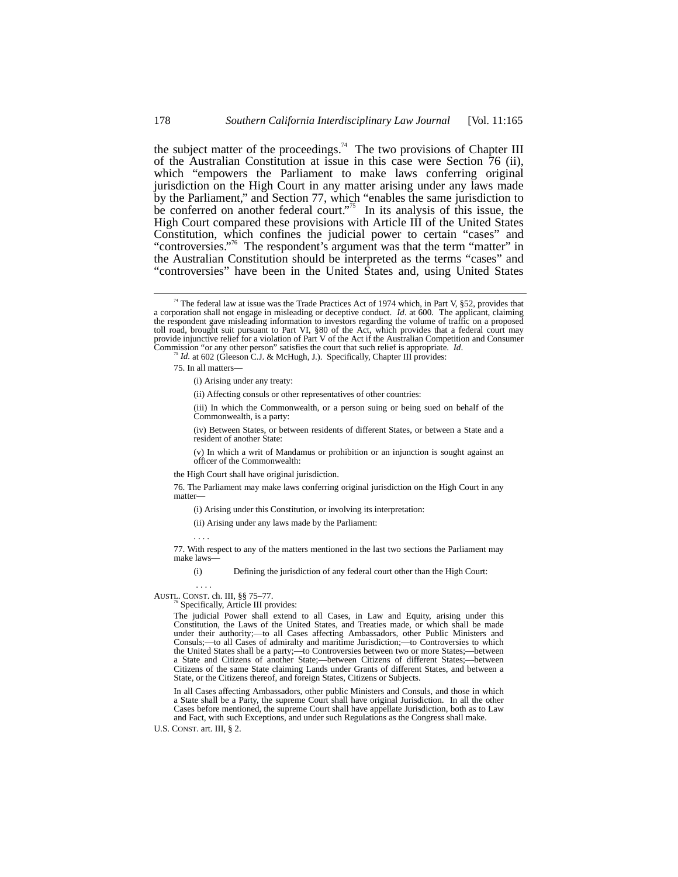the subject matter of the proceedings.[74] The two provisions of Chapter III of the Australian Constitution at issue in this case were Section 76 (ii), which "empowers the Parliament to make laws conferring original jurisdiction on the High Court in any matter arising under any laws made by the Parliament," and Section 77, which "enables the same jurisdiction to be conferred on another federal court."[75] In its analysis of this issue, the High Court compared these provisions with Article III of the United States Constitution, which confines the judicial power to certain "cases" and "controversies."[76] The respondent's argument was that the term "matter" in the Australian Constitution should be interpreted as the terms "cases" and "controversies" have been in the United States and, using United States

---

[74] The federal law at issue was the Trade Practices Act of 1974 which, in Part V, §52, provides that a corporation shall not engage in misleading or deceptive conduct. *Id*. at 600. The applicant, claiming the respondent gave misleading information to investors regarding the volume of traffic on a proposed toll road, brought suit pursuant to Part VI, §80 of the Act, which provides that a federal court may provide injunctive relief for a violation of Part V of the Act if the Australian Competition and Consumer Commission "or any other person" satisfies the court that such relief is appropriate. *Id*.

[75] *Id.* at 602 (Gleeson C.J. & McHugh, J.). Specifically, Chapter III provides:

> 75. In all matters—
>
> (i) Arising under any treaty:
>
> (ii) Affecting consuls or other representatives of other countries:
>
> (iii) In which the Commonwealth, or a person suing or being sued on behalf of the Commonwealth, is a party:
>
> (iv) Between States, or between residents of different States, or between a State and a resident of another State:
>
> (v) In which a writ of Mandamus or prohibition or an injunction is sought against an officer of the Commonwealth:
>
> the High Court shall have original jurisdiction.
>
> 76. The Parliament may make laws conferring original jurisdiction on the High Court in any matter—
>
> (i) Arising under this Constitution, or involving its interpretation:
>
> (ii) Arising under any laws made by the Parliament:
>
> . . . .
>
> 77. With respect to any of the matters mentioned in the last two sections the Parliament may make laws—
>
> (i) Defining the jurisdiction of any federal court other than the High Court:
>
> . . . .

AUSTL. CONST. ch. III, §§ 75–77.

[76] Specifically, Article III provides:

> The judicial Power shall extend to all Cases, in Law and Equity, arising under this Constitution, the Laws of the United States, and Treaties made, or which shall be made under their authority;—to all Cases affecting Ambassadors, other Public Ministers and Consuls;—to all Cases of admiralty and maritime Jurisdiction;—to Controversies to which the United States shall be a party;—to Controversies between two or more States;—between a State and Citizens of another State;—between Citizens of different States;—between Citizens of the same State claiming Lands under Grants of different States, and between a State, or the Citizens thereof, and foreign States, Citizens or Subjects.
>
> In all Cases affecting Ambassadors, other public Ministers and Consuls, and those in which a State shall be a Party, the supreme Court shall have original Jurisdiction. In all the other Cases before mentioned, the supreme Court shall have appellate Jurisdiction, both as to Law and Fact, with such Exceptions, and under such Regulations as the Congress shall make.

U.S. CONST. art. III, § 2.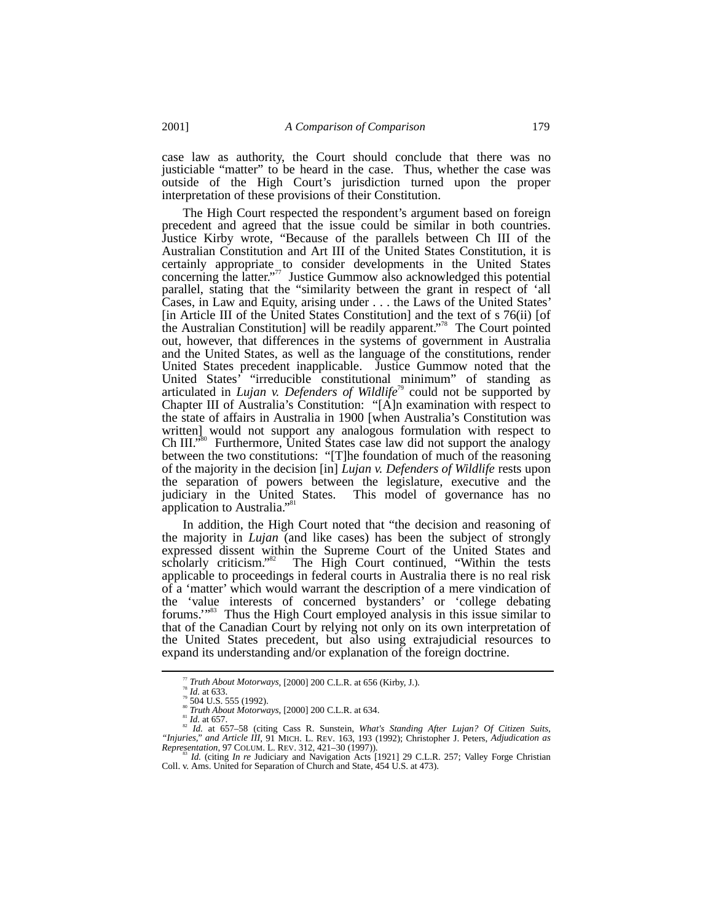case law as authority, the Court should conclude that there was no justiciable "matter" to be heard in the case. Thus, whether the case was outside of the High Court's jurisdiction turned upon the proper interpretation of these provisions of their Constitution.

The High Court respected the respondent's argument based on foreign precedent and agreed that the issue could be similar in both countries. Justice Kirby wrote, "Because of the parallels between Ch III of the Australian Constitution and Art III of the United States Constitution, it is certainly appropriate to consider developments in the United States concerning the latter."[77] Justice Gummow also acknowledged this potential parallel, stating that the "similarity between the grant in respect of 'all Cases, in Law and Equity, arising under . . . the Laws of the United States' [in Article III of the United States Constitution] and the text of s 76(ii) [of the Australian Constitution] will be readily apparent."[78] The Court pointed out, however, that differences in the systems of government in Australia and the United States, as well as the language of the constitutions, render United States precedent inapplicable. Justice Gummow noted that the United States' "irreducible constitutional minimum" of standing as articulated in *Lujan v. Defenders of Wildlife*[79] could not be supported by Chapter III of Australia's Constitution: "[A]n examination with respect to the state of affairs in Australia in 1900 [when Australia's Constitution was written] would not support any analogous formulation with respect to Ch III."[80] Furthermore, United States case law did not support the analogy between the two constitutions: "[T]he foundation of much of the reasoning of the majority in the decision [in] *Lujan v. Defenders of Wildlife* rests upon the separation of powers between the legislature, executive and the judiciary in the United States. This model of governance has no application to Australia."[81]

In addition, the High Court noted that "the decision and reasoning of the majority in *Lujan* (and like cases) has been the subject of strongly expressed dissent within the Supreme Court of the United States and scholarly criticism."[82] The High Court continued, "Within the tests applicable to proceedings in federal courts in Australia there is no real risk of a 'matter' which would warrant the description of a mere vindication of the 'value interests of concerned bystanders' or 'college debating forums.'"[83] Thus the High Court employed analysis in this issue similar to that of the Canadian Court by relying not only on its own interpretation of the United States precedent, but also using extrajudicial resources to expand its understanding and/or explanation of the foreign doctrine.

---

[77] *Truth About Motorways*, [2000] 200 C.L.R. at 656 (Kirby, J.).

[78] *Id.* at 633.

[79] 504 U.S. 555 (1992).

[80] *Truth About Motorways*, [2000] 200 C.L.R. at 634.

[81] *Id.* at 657.

[82] *Id.* at 657–58 (citing Cass R. Sunstein, *What's Standing After Lujan? Of Citizen Suits, "Injuries," and Article III*, 91 MICH. L. REV. 163, 193 (1992); Christopher J. Peters, *Adjudication as Representation*, 97 COLUM. L. REV. 312, 421–30 (1997)).

[83] *Id.* (citing *In re* Judiciary and Navigation Acts [1921] 29 C.L.R. 257; Valley Forge Christian Coll. v. Ams. United for Separation of Church and State, 454 U.S. at 473).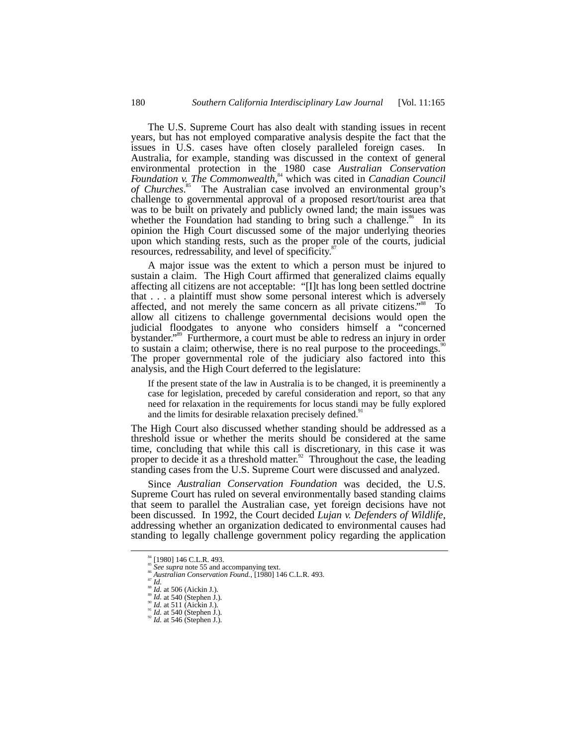The U.S. Supreme Court has also dealt with standing issues in recent years, but has not employed comparative analysis despite the fact that the issues in U.S. cases have often closely paralleled foreign cases. In Australia, for example, standing was discussed in the context of general environmental protection in the 1980 case *Australian Conservation Foundation v. The Commonwealth*,[84] which was cited in *Canadian Council of Churches*.[85] The Australian case involved an environmental group's challenge to governmental approval of a proposed resort/tourist area that was to be built on privately and publicly owned land; the main issues was whether the Foundation had standing to bring such a challenge.[86] In its opinion the High Court discussed some of the major underlying theories upon which standing rests, such as the proper role of the courts, judicial resources, redressability, and level of specificity.[87]

A major issue was the extent to which a person must be injured to sustain a claim. The High Court affirmed that generalized claims equally affecting all citizens are not acceptable: "[I]t has long been settled doctrine that . . . a plaintiff must show some personal interest which is adversely affected, and not merely the same concern as all private citizens."[88] To allow all citizens to challenge governmental decisions would open the judicial floodgates to anyone who considers himself a "concerned bystander."[89] Furthermore, a court must be able to redress an injury in order to sustain a claim; otherwise, there is no real purpose to the proceedings.[90] The proper governmental role of the judiciary also factored into this analysis, and the High Court deferred to the legislature:

> If the present state of the law in Australia is to be changed, it is preeminently a case for legislation, preceded by careful consideration and report, so that any need for relaxation in the requirements for locus standi may be fully explored and the limits for desirable relaxation precisely defined.[91]

The High Court also discussed whether standing should be addressed as a threshold issue or whether the merits should be considered at the same time, concluding that while this call is discretionary, in this case it was proper to decide it as a threshold matter.[92] Throughout the case, the leading standing cases from the U.S. Supreme Court were discussed and analyzed.

Since *Australian Conservation Foundation* was decided, the U.S. Supreme Court has ruled on several environmentally based standing claims that seem to parallel the Australian case, yet foreign decisions have not been discussed. In 1992, the Court decided *Lujan v. Defenders of Wildlife*, addressing whether an organization dedicated to environmental causes had standing to legally challenge government policy regarding the application

---

[84] [1980] 146 C.L.R. 493.
[85] *See supra* note 55 and accompanying text.
[86] *Australian Conservation Found.*, [1980] 146 C.L.R. 493.
[87] *Id.*
[88] *Id.* at 506 (Aickin J.).
[89] *Id.* at 540 (Stephen J.).
[90] *Id.* at 511 (Aickin J.).
[91] *Id.* at 540 (Stephen J.).
[92] *Id.* at 546 (Stephen J.).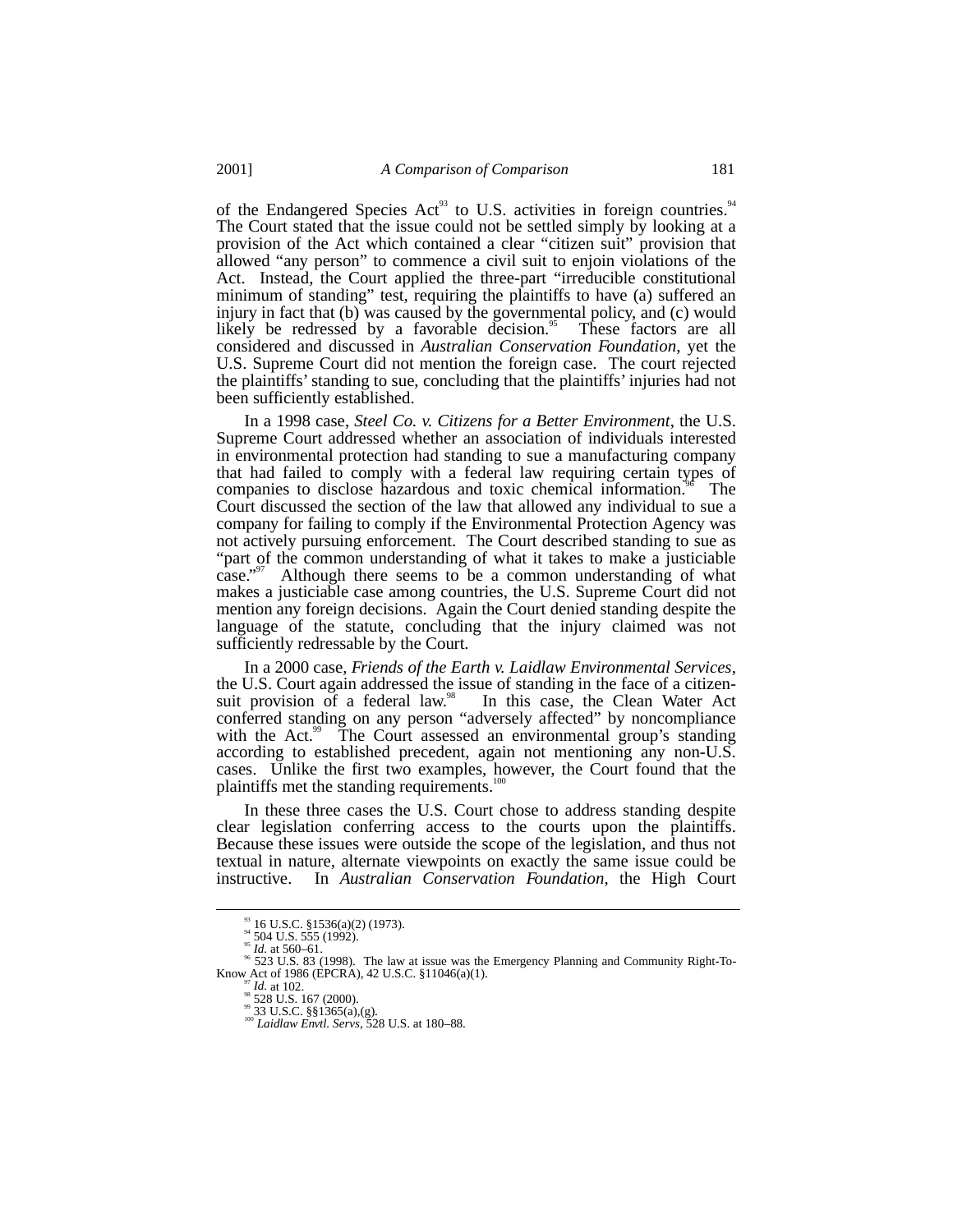of the Endangered Species Act[93] to U.S. activities in foreign countries.[94] The Court stated that the issue could not be settled simply by looking at a provision of the Act which contained a clear "citizen suit" provision that allowed "any person" to commence a civil suit to enjoin violations of the Act. Instead, the Court applied the three-part "irreducible constitutional minimum of standing" test, requiring the plaintiffs to have (a) suffered an injury in fact that (b) was caused by the governmental policy, and (c) would likely be redressed by a favorable decision.[95] These factors are all considered and discussed in *Australian Conservation Foundation*, yet the U.S. Supreme Court did not mention the foreign case. The court rejected the plaintiffs' standing to sue, concluding that the plaintiffs' injuries had not been sufficiently established.

In a 1998 case, *Steel Co. v. Citizens for a Better Environment*, the U.S. Supreme Court addressed whether an association of individuals interested in environmental protection had standing to sue a manufacturing company that had failed to comply with a federal law requiring certain types of companies to disclose hazardous and toxic chemical information.[96] The Court discussed the section of the law that allowed any individual to sue a company for failing to comply if the Environmental Protection Agency was not actively pursuing enforcement. The Court described standing to sue as "part of the common understanding of what it takes to make a justiciable case."[97] Although there seems to be a common understanding of what makes a justiciable case among countries, the U.S. Supreme Court did not mention any foreign decisions. Again the Court denied standing despite the language of the statute, concluding that the injury claimed was not sufficiently redressable by the Court.

In a 2000 case, *Friends of the Earth v. Laidlaw Environmental Services*, the U.S. Court again addressed the issue of standing in the face of a citizen-suit provision of a federal law.[98] In this case, the Clean Water Act conferred standing on any person "adversely affected" by noncompliance with the Act.[99] The Court assessed an environmental group's standing according to established precedent, again not mentioning any non-U.S. cases. Unlike the first two examples, however, the Court found that the plaintiffs met the standing requirements.[100]

In these three cases the U.S. Court chose to address standing despite clear legislation conferring access to the courts upon the plaintiffs. Because these issues were outside the scope of the legislation, and thus not textual in nature, alternate viewpoints on exactly the same issue could be instructive. In *Australian Conservation Foundation*, the High Court

---

[93] 16 U.S.C. §1536(a)(2) (1973).

[94] 504 U.S. 555 (1992).

[95] *Id.* at 560–61.

[96] 523 U.S. 83 (1998). The law at issue was the Emergency Planning and Community Right-To-Know Act of 1986 (EPCRA), 42 U.S.C. §11046(a)(1).

[97] *Id.* at 102.

[98] 528 U.S. 167 (2000).

[99] 33 U.S.C. §§1365(a),(g).

[100] *Laidlaw Envtl. Servs*, 528 U.S. at 180–88.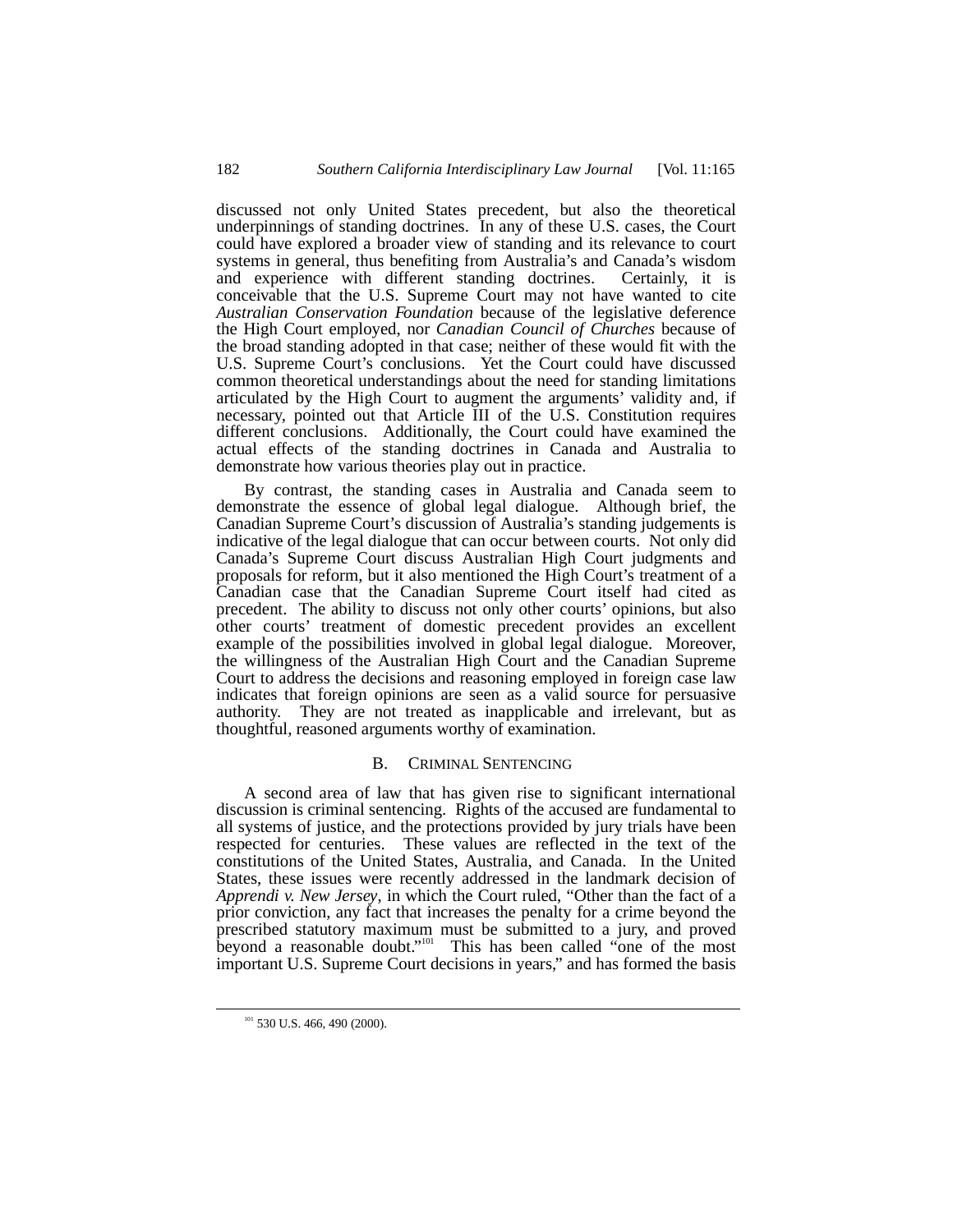discussed not only United States precedent, but also the theoretical underpinnings of standing doctrines. In any of these U.S. cases, the Court could have explored a broader view of standing and its relevance to court systems in general, thus benefiting from Australia's and Canada's wisdom and experience with different standing doctrines. Certainly, it is conceivable that the U.S. Supreme Court may not have wanted to cite *Australian Conservation Foundation* because of the legislative deference the High Court employed, nor *Canadian Council of Churches* because of the broad standing adopted in that case; neither of these would fit with the U.S. Supreme Court's conclusions. Yet the Court could have discussed common theoretical understandings about the need for standing limitations articulated by the High Court to augment the arguments' validity and, if necessary, pointed out that Article III of the U.S. Constitution requires different conclusions. Additionally, the Court could have examined the actual effects of the standing doctrines in Canada and Australia to demonstrate how various theories play out in practice.

By contrast, the standing cases in Australia and Canada seem to demonstrate the essence of global legal dialogue. Although brief, the Canadian Supreme Court's discussion of Australia's standing judgements is indicative of the legal dialogue that can occur between courts. Not only did Canada's Supreme Court discuss Australian High Court judgments and proposals for reform, but it also mentioned the High Court's treatment of a Canadian case that the Canadian Supreme Court itself had cited as precedent. The ability to discuss not only other courts' opinions, but also other courts' treatment of domestic precedent provides an excellent example of the possibilities involved in global legal dialogue. Moreover, the willingness of the Australian High Court and the Canadian Supreme Court to address the decisions and reasoning employed in foreign case law indicates that foreign opinions are seen as a valid source for persuasive authority. They are not treated as inapplicable and irrelevant, but as thoughtful, reasoned arguments worthy of examination.

### B. CRIMINAL SENTENCING

A second area of law that has given rise to significant international discussion is criminal sentencing. Rights of the accused are fundamental to all systems of justice, and the protections provided by jury trials have been respected for centuries. These values are reflected in the text of the constitutions of the United States, Australia, and Canada. In the United States, these issues were recently addressed in the landmark decision of *Apprendi v. New Jersey*, in which the Court ruled, "Other than the fact of a prior conviction, any fact that increases the penalty for a crime beyond the prescribed statutory maximum must be submitted to a jury, and proved beyond a reasonable doubt."[101] This has been called "one of the most important U.S. Supreme Court decisions in years," and has formed the basis

[101] 530 U.S. 466, 490 (2000).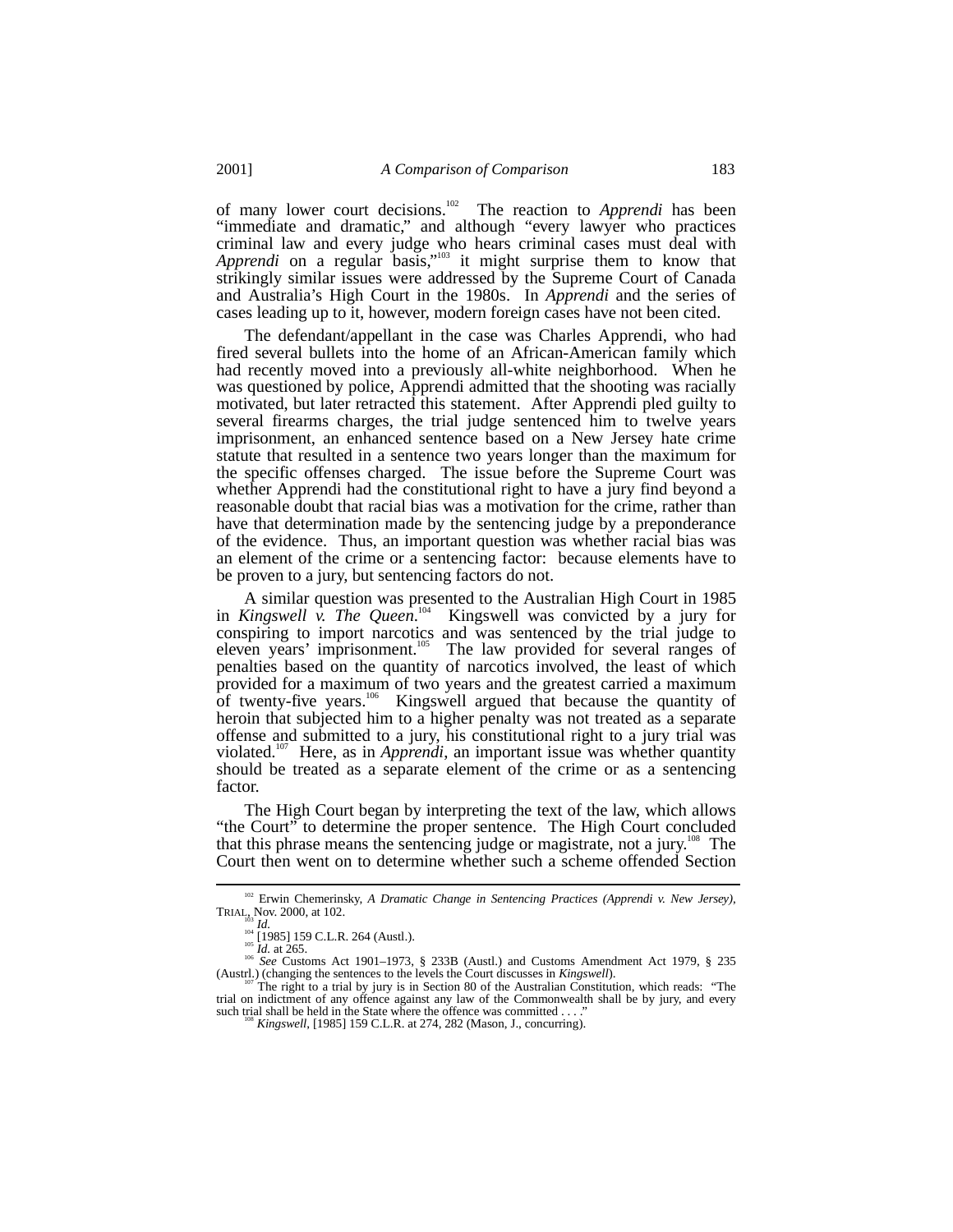of many lower court decisions.[102] The reaction to *Apprendi* has been "immediate and dramatic," and although "every lawyer who practices criminal law and every judge who hears criminal cases must deal with *Apprendi* on a regular basis,"[103] it might surprise them to know that strikingly similar issues were addressed by the Supreme Court of Canada and Australia's High Court in the 1980s. In *Apprendi* and the series of cases leading up to it, however, modern foreign cases have not been cited.

The defendant/appellant in the case was Charles Apprendi, who had fired several bullets into the home of an African-American family which had recently moved into a previously all-white neighborhood. When he was questioned by police, Apprendi admitted that the shooting was racially motivated, but later retracted this statement. After Apprendi pled guilty to several firearms charges, the trial judge sentenced him to twelve years imprisonment, an enhanced sentence based on a New Jersey hate crime statute that resulted in a sentence two years longer than the maximum for the specific offenses charged. The issue before the Supreme Court was whether Apprendi had the constitutional right to have a jury find beyond a reasonable doubt that racial bias was a motivation for the crime, rather than have that determination made by the sentencing judge by a preponderance of the evidence. Thus, an important question was whether racial bias was an element of the crime or a sentencing factor: because elements have to be proven to a jury, but sentencing factors do not.

A similar question was presented to the Australian High Court in 1985 in *Kingswell v. The Queen*.[104] Kingswell was convicted by a jury for conspiring to import narcotics and was sentenced by the trial judge to eleven years' imprisonment.[105] The law provided for several ranges of penalties based on the quantity of narcotics involved, the least of which provided for a maximum of two years and the greatest carried a maximum of twenty-five years.[106] Kingswell argued that because the quantity of heroin that subjected him to a higher penalty was not treated as a separate offense and submitted to a jury, his constitutional right to a jury trial was violated.[107] Here, as in *Apprendi*, an important issue was whether quantity should be treated as a separate element of the crime or as a sentencing factor.

The High Court began by interpreting the text of the law, which allows "the Court" to determine the proper sentence. The High Court concluded that this phrase means the sentencing judge or magistrate, not a jury.[108] The Court then went on to determine whether such a scheme offended Section

---

[102] Erwin Chemerinsky, *A Dramatic Change in Sentencing Practices (Apprendi v. New Jersey)*, TRIAL, Nov. 2000, at 102.

[103] *Id.*

[104] [1985] 159 C.L.R. 264 (Austl.).

[105] *Id.* at 265.

[106] *See* Customs Act 1901–1973, § 233B (Austl.) and Customs Amendment Act 1979, § 235 (Austrl.) (changing the sentences to the levels the Court discusses in *Kingswell*).

[107] The right to a trial by jury is in Section 80 of the Australian Constitution, which reads: "The trial on indictment of any offence against any law of the Commonwealth shall be by jury, and every such trial shall be held in the State where the offence was committed . . . ."

[108] *Kingswell*, [1985] 159 C.L.R. at 274, 282 (Mason, J., concurring).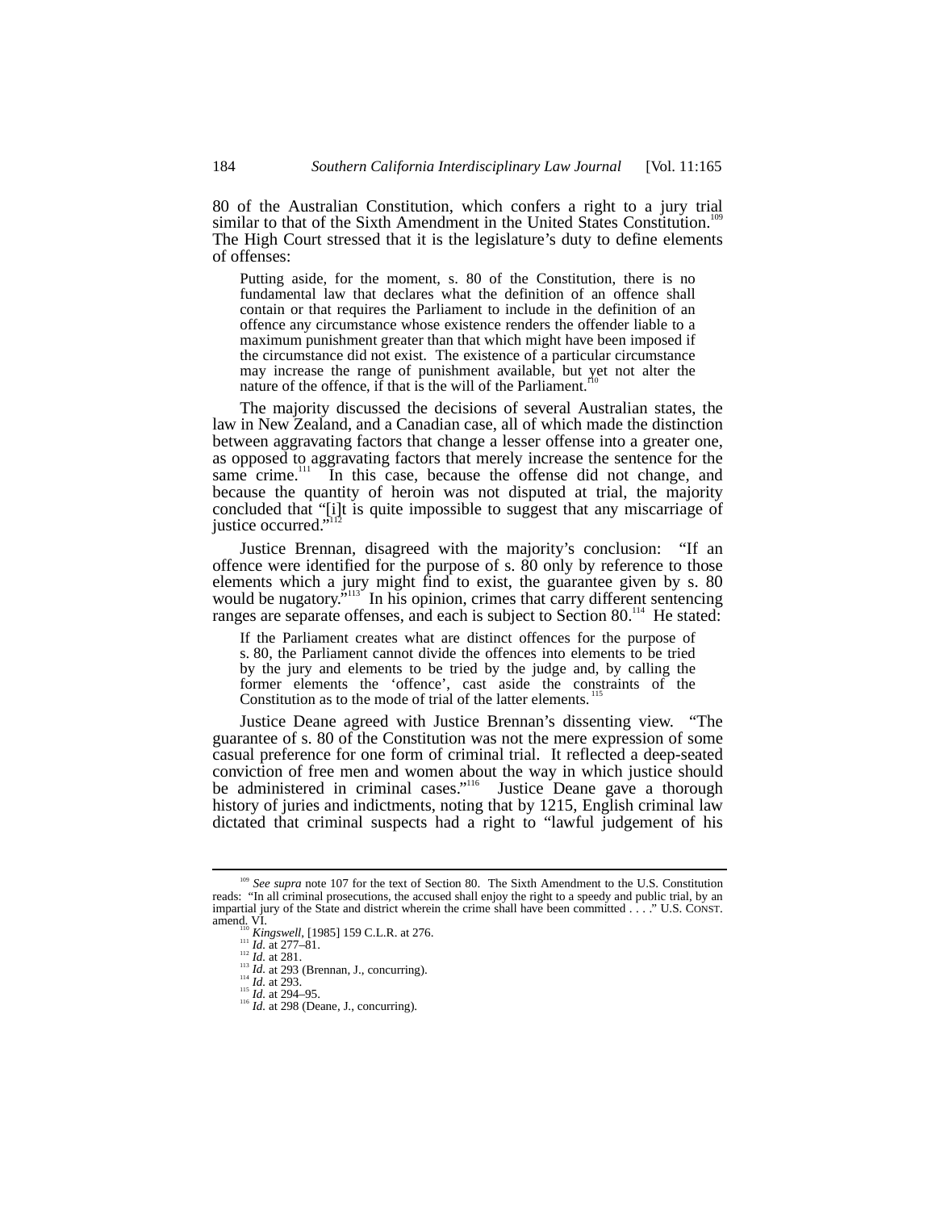80 of the Australian Constitution, which confers a right to a jury trial similar to that of the Sixth Amendment in the United States Constitution.[109] The High Court stressed that it is the legislature's duty to define elements of offenses:

> Putting aside, for the moment, s. 80 of the Constitution, there is no fundamental law that declares what the definition of an offence shall contain or that requires the Parliament to include in the definition of an offence any circumstance whose existence renders the offender liable to a maximum punishment greater than that which might have been imposed if the circumstance did not exist. The existence of a particular circumstance may increase the range of punishment available, but yet not alter the nature of the offence, if that is the will of the Parliament.[110]

The majority discussed the decisions of several Australian states, the law in New Zealand, and a Canadian case, all of which made the distinction between aggravating factors that change a lesser offense into a greater one, as opposed to aggravating factors that merely increase the sentence for the same crime.[111] In this case, because the offense did not change, and because the quantity of heroin was not disputed at trial, the majority concluded that "[i]t is quite impossible to suggest that any miscarriage of justice occurred."[112]

Justice Brennan, disagreed with the majority's conclusion: "If an offence were identified for the purpose of s. 80 only by reference to those elements which a jury might find to exist, the guarantee given by s. 80 would be nugatory."[113] In his opinion, crimes that carry different sentencing ranges are separate offenses, and each is subject to Section 80.[114] He stated:

> If the Parliament creates what are distinct offences for the purpose of s. 80, the Parliament cannot divide the offences into elements to be tried by the jury and elements to be tried by the judge and, by calling the former elements the 'offence', cast aside the constraints of the Constitution as to the mode of trial of the latter elements.[115]

Justice Deane agreed with Justice Brennan's dissenting view. "The guarantee of s. 80 of the Constitution was not the mere expression of some casual preference for one form of criminal trial. It reflected a deep-seated conviction of free men and women about the way in which justice should be administered in criminal cases."[116] Justice Deane gave a thorough history of juries and indictments, noting that by 1215, English criminal law dictated that criminal suspects had a right to "lawful judgement of his

---

[109] *See supra* note 107 for the text of Section 80. The Sixth Amendment to the U.S. Constitution reads: "In all criminal prosecutions, the accused shall enjoy the right to a speedy and public trial, by an impartial jury of the State and district wherein the crime shall have been committed . . . ." U.S. CONST. amend. VI.

[110] *Kingswell*, [1985] 159 C.L.R. at 276.

[111] *Id.* at 277–81.

[112] *Id.* at 281.

[113] *Id.* at 293 (Brennan, J., concurring).

[114] *Id.* at 293.

[115] *Id.* at 294–95.

[116] *Id.* at 298 (Deane, J., concurring).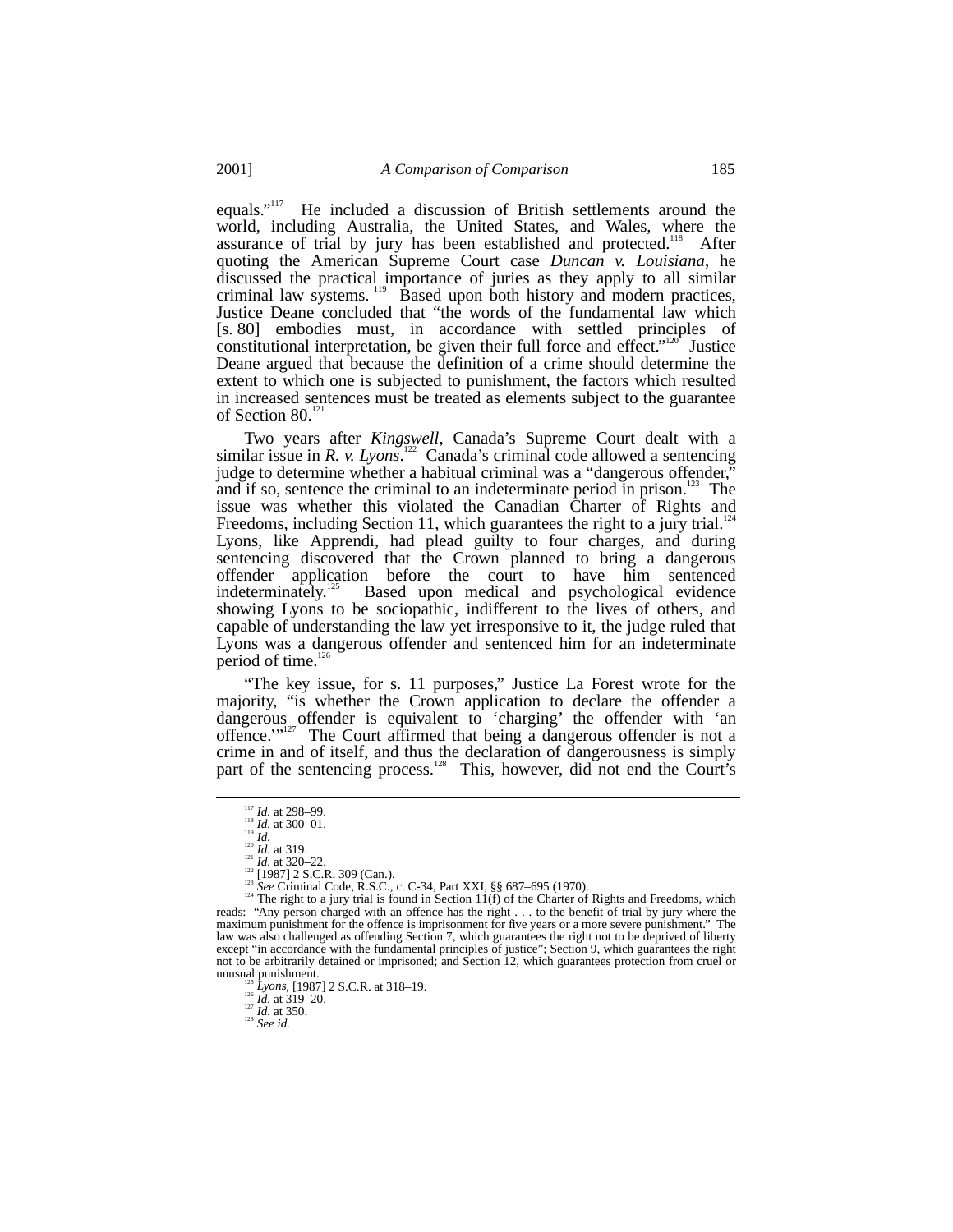equals."[117] He included a discussion of British settlements around the world, including Australia, the United States, and Wales, where the assurance of trial by jury has been established and protected.[118] After quoting the American Supreme Court case *Duncan v. Louisiana*, he discussed the practical importance of juries as they apply to all similar criminal law systems.[119] Based upon both history and modern practices, Justice Deane concluded that "the words of the fundamental law which [s. 80] embodies must, in accordance with settled principles of constitutional interpretation, be given their full force and effect."[120] Justice Deane argued that because the definition of a crime should determine the extent to which one is subjected to punishment, the factors which resulted in increased sentences must be treated as elements subject to the guarantee of Section 80.[121]

Two years after *Kingswell*, Canada's Supreme Court dealt with a similar issue in *R. v. Lyons*.[122] Canada's criminal code allowed a sentencing judge to determine whether a habitual criminal was a "dangerous offender," and if so, sentence the criminal to an indeterminate period in prison.[123] The issue was whether this violated the Canadian Charter of Rights and Freedoms, including Section 11, which guarantees the right to a jury trial.[124] Lyons, like Apprendi, had plead guilty to four charges, and during sentencing discovered that the Crown planned to bring a dangerous offender application before the court to have him sentenced indeterminately.[125] Based upon medical and psychological evidence showing Lyons to be sociopathic, indifferent to the lives of others, and capable of understanding the law yet irresponsive to it, the judge ruled that Lyons was a dangerous offender and sentenced him for an indeterminate period of time.[126]

"The key issue, for s. 11 purposes," Justice La Forest wrote for the majority, "is whether the Crown application to declare the offender a dangerous offender is equivalent to 'charging' the offender with 'an offence.'"[127] The Court affirmed that being a dangerous offender is not a crime in and of itself, and thus the declaration of dangerousness is simply part of the sentencing process.[128] This, however, did not end the Court's

---

[117] *Id.* at 298–99.

[118] *Id.* at 300–01.

[119] *Id.*

[120] *Id.* at 319.

[121] *Id.* at 320–22.

[122] [1987] 2 S.C.R. 309 (Can.).

[123] *See* Criminal Code, R.S.C., c. C-34, Part XXI, §§ 687–695 (1970).

[124] The right to a jury trial is found in Section 11(f) of the Charter of Rights and Freedoms, which reads: "Any person charged with an offence has the right . . . to the benefit of trial by jury where the maximum punishment for the offence is imprisonment for five years or a more severe punishment." The law was also challenged as offending Section 7, which guarantees the right not to be deprived of liberty except "in accordance with the fundamental principles of justice"; Section 9, which guarantees the right not to be arbitrarily detained or imprisoned; and Section 12, which guarantees protection from cruel or unusual punishment.

[125] *Lyons*, [1987] 2 S.C.R. at 318–19.

[126] *Id.* at 319–20.

[127] *Id.* at 350.

[128] *See id.*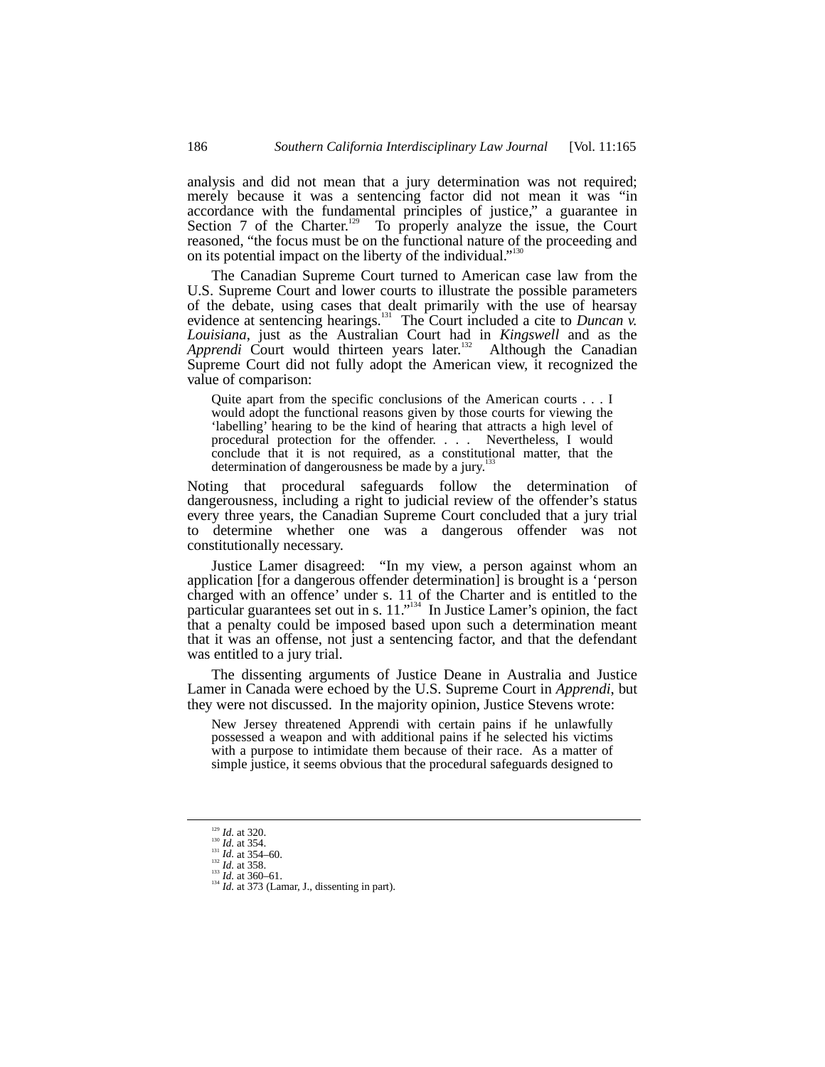analysis and did not mean that a jury determination was not required; merely because it was a sentencing factor did not mean it was "in accordance with the fundamental principles of justice," a guarantee in Section 7 of the Charter.[129] To properly analyze the issue, the Court reasoned, "the focus must be on the functional nature of the proceeding and on its potential impact on the liberty of the individual."[130]

The Canadian Supreme Court turned to American case law from the U.S. Supreme Court and lower courts to illustrate the possible parameters of the debate, using cases that dealt primarily with the use of hearsay evidence at sentencing hearings.[131] The Court included a cite to *Duncan v. Louisiana*, just as the Australian Court had in *Kingswell* and as the *Apprendi* Court would thirteen years later.[132] Although the Canadian Supreme Court did not fully adopt the American view, it recognized the value of comparison:

> Quite apart from the specific conclusions of the American courts . . . I would adopt the functional reasons given by those courts for viewing the 'labelling' hearing to be the kind of hearing that attracts a high level of procedural protection for the offender. . . . Nevertheless, I would conclude that it is not required, as a constitutional matter, that the determination of dangerousness be made by a jury.[133]

Noting that procedural safeguards follow the determination of dangerousness, including a right to judicial review of the offender's status every three years, the Canadian Supreme Court concluded that a jury trial to determine whether one was a dangerous offender was not constitutionally necessary.

Justice Lamer disagreed: "In my view, a person against whom an application [for a dangerous offender determination] is brought is a 'person charged with an offence' under s. 11 of the Charter and is entitled to the particular guarantees set out in s. 11."[134] In Justice Lamer's opinion, the fact that a penalty could be imposed based upon such a determination meant that it was an offense, not just a sentencing factor, and that the defendant was entitled to a jury trial.

The dissenting arguments of Justice Deane in Australia and Justice Lamer in Canada were echoed by the U.S. Supreme Court in *Apprendi*, but they were not discussed. In the majority opinion, Justice Stevens wrote:

> New Jersey threatened Apprendi with certain pains if he unlawfully possessed a weapon and with additional pains if he selected his victims with a purpose to intimidate them because of their race. As a matter of simple justice, it seems obvious that the procedural safeguards designed to

---

[129] *Id.* at 320.
[130] *Id.* at 354.
[131] *Id.* at 354–60.
[132] *Id.* at 358.
[133] *Id.* at 360–61.
[134] *Id.* at 373 (Lamar, J., dissenting in part).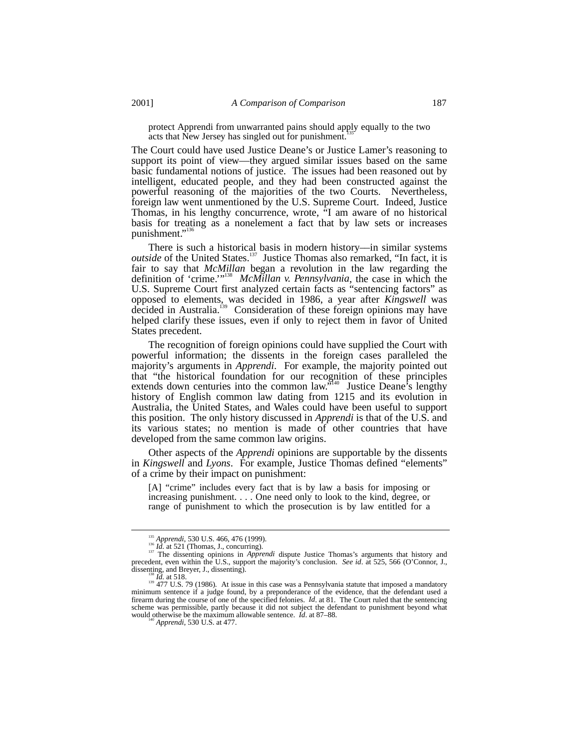protect Apprendi from unwarranted pains should apply equally to the two acts that New Jersey has singled out for punishment.[135]

The Court could have used Justice Deane's or Justice Lamer's reasoning to support its point of view—they argued similar issues based on the same basic fundamental notions of justice. The issues had been reasoned out by intelligent, educated people, and they had been constructed against the powerful reasoning of the majorities of the two Courts. Nevertheless, foreign law went unmentioned by the U.S. Supreme Court. Indeed, Justice Thomas, in his lengthy concurrence, wrote, "I am aware of no historical basis for treating as a nonelement a fact that by law sets or increases punishment."[136]

There is such a historical basis in modern history—in similar systems *outside* of the United States.[137] Justice Thomas also remarked, "In fact, it is fair to say that *McMillan* began a revolution in the law regarding the definition of 'crime.'"[138] *McMillan v. Pennsylvania*, the case in which the U.S. Supreme Court first analyzed certain facts as "sentencing factors" as opposed to elements, was decided in 1986, a year after *Kingswell* was decided in Australia.[139] Consideration of these foreign opinions may have helped clarify these issues, even if only to reject them in favor of United States precedent.

The recognition of foreign opinions could have supplied the Court with powerful information; the dissents in the foreign cases paralleled the majority's arguments in *Apprendi*. For example, the majority pointed out that "the historical foundation for our recognition of these principles extends down centuries into the common law."[140] Justice Deane's lengthy history of English common law dating from 1215 and its evolution in Australia, the United States, and Wales could have been useful to support this position. The only history discussed in *Apprendi* is that of the U.S. and its various states; no mention is made of other countries that have developed from the same common law origins.

Other aspects of the *Apprendi* opinions are supportable by the dissents in *Kingswell* and *Lyons*. For example, Justice Thomas defined "elements" of a crime by their impact on punishment:

> [A] "crime" includes every fact that is by law a basis for imposing or increasing punishment. . . . One need only to look to the kind, degree, or range of punishment to which the prosecution is by law entitled for a

---

[135] *Apprendi*, 530 U.S. 466, 476 (1999).

[136] *Id.* at 521 (Thomas, J., concurring).

[137] The dissenting opinions in *Apprendi* dispute Justice Thomas's arguments that history and precedent, even within the U.S., support the majority's conclusion. *See id*. at 525, 566 (O'Connor, J., dissenting, and Breyer, J., dissenting).

[138] *Id.* at 518.

[139] 477 U.S. 79 (1986). At issue in this case was a Pennsylvania statute that imposed a mandatory minimum sentence if a judge found, by a preponderance of the evidence, that the defendant used a firearm during the course of one of the specified felonies. *Id*. at 81. The Court ruled that the sentencing scheme was permissible, partly because it did not subject the defendant to punishment beyond what would otherwise be the maximum allowable sentence. *Id*. at 87–88.

[140] *Apprendi*, 530 U.S. at 477.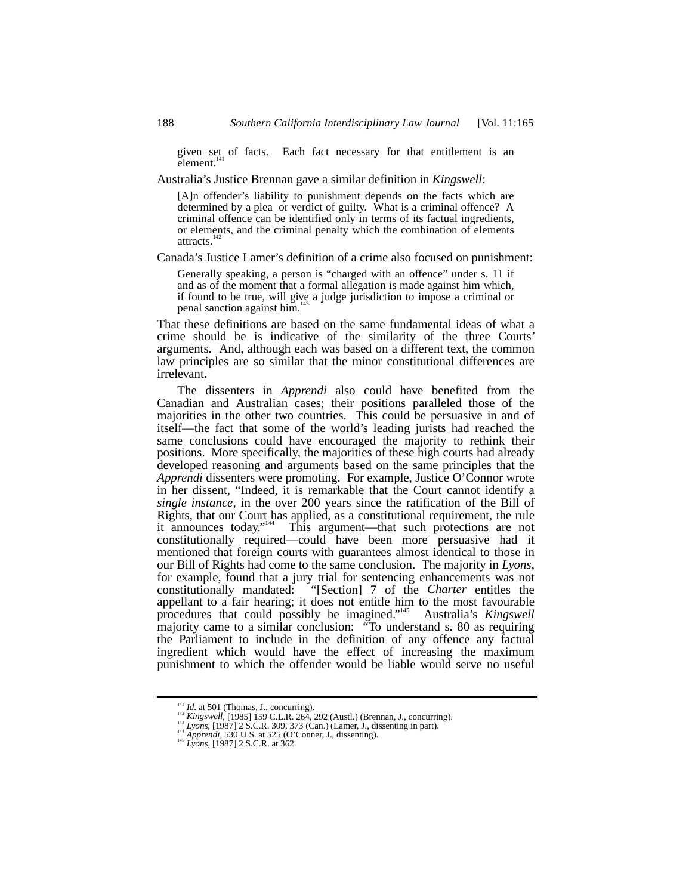> given set of facts. Each fact necessary for that entitlement is an element.[141]

Australia's Justice Brennan gave a similar definition in *Kingswell*:

> [A]n offender's liability to punishment depends on the facts which are determined by a plea or verdict of guilty. What is a criminal offence? A criminal offence can be identified only in terms of its factual ingredients, or elements, and the criminal penalty which the combination of elements attracts.[142]

Canada's Justice Lamer's definition of a crime also focused on punishment:

> Generally speaking, a person is "charged with an offence" under s. 11 if and as of the moment that a formal allegation is made against him which, if found to be true, will give a judge jurisdiction to impose a criminal or penal sanction against him.[143]

That these definitions are based on the same fundamental ideas of what a crime should be is indicative of the similarity of the three Courts' arguments. And, although each was based on a different text, the common law principles are so similar that the minor constitutional differences are irrelevant.

The dissenters in *Apprendi* also could have benefited from the Canadian and Australian cases; their positions paralleled those of the majorities in the other two countries. This could be persuasive in and of itself—the fact that some of the world's leading jurists had reached the same conclusions could have encouraged the majority to rethink their positions. More specifically, the majorities of these high courts had already developed reasoning and arguments based on the same principles that the *Apprendi* dissenters were promoting. For example, Justice O'Connor wrote in her dissent, "Indeed, it is remarkable that the Court cannot identify a *single instance*, in the over 200 years since the ratification of the Bill of Rights, that our Court has applied, as a constitutional requirement, the rule it announces today."[144] This argument—that such protections are not constitutionally required—could have been more persuasive had it mentioned that foreign courts with guarantees almost identical to those in our Bill of Rights had come to the same conclusion. The majority in *Lyons*, for example, found that a jury trial for sentencing enhancements was not constitutionally mandated: "[Section] 7 of the *Charter* entitles the appellant to a fair hearing; it does not entitle him to the most favourable procedures that could possibly be imagined."[145] Australia's *Kingswell* majority came to a similar conclusion: "To understand s. 80 as requiring the Parliament to include in the definition of any offence any factual ingredient which would have the effect of increasing the maximum punishment to which the offender would be liable would serve no useful

---

[141] *Id.* at 501 (Thomas, J., concurring).

[142] *Kingswell*, [1985] 159 C.L.R. 264, 292 (Austl.) (Brennan, J., concurring).

[143] *Lyons*, [1987] 2 S.C.R. 309, 373 (Can.) (Lamer, J., dissenting in part).

[144] *Apprendi*, 530 U.S. at 525 (O'Conner, J., dissenting).

[145] *Lyons*, [1987] 2 S.C.R. at 362.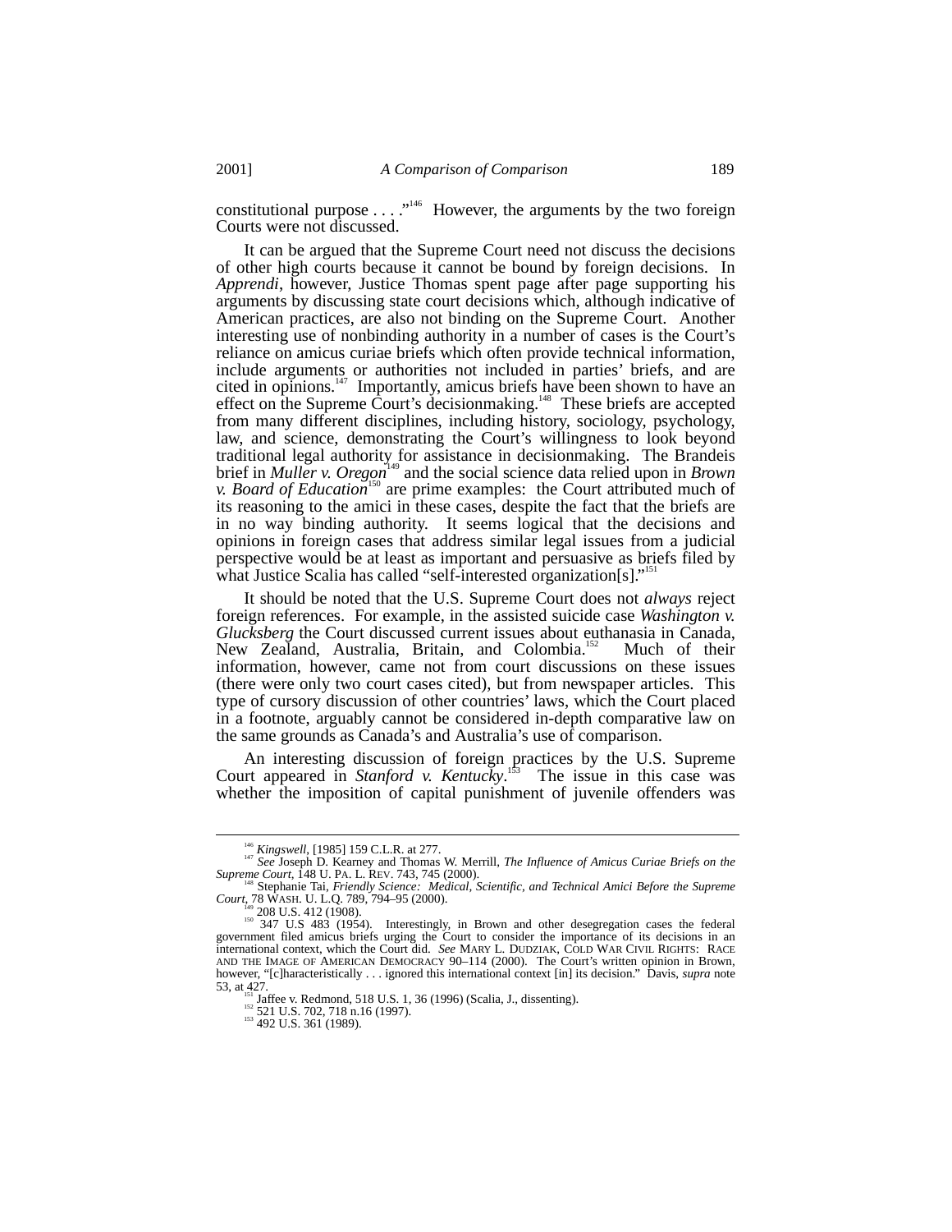constitutional purpose . . . ."[146] However, the arguments by the two foreign Courts were not discussed.

It can be argued that the Supreme Court need not discuss the decisions of other high courts because it cannot be bound by foreign decisions. In *Apprendi*, however, Justice Thomas spent page after page supporting his arguments by discussing state court decisions which, although indicative of American practices, are also not binding on the Supreme Court. Another interesting use of nonbinding authority in a number of cases is the Court's reliance on amicus curiae briefs which often provide technical information, include arguments or authorities not included in parties' briefs, and are cited in opinions.[147] Importantly, amicus briefs have been shown to have an effect on the Supreme Court's decisionmaking.[148] These briefs are accepted from many different disciplines, including history, sociology, psychology, law, and science, demonstrating the Court's willingness to look beyond traditional legal authority for assistance in decisionmaking. The Brandeis brief in *Muller v. Oregon*[149] and the social science data relied upon in *Brown v. Board of Education*[150] are prime examples: the Court attributed much of its reasoning to the amici in these cases, despite the fact that the briefs are in no way binding authority. It seems logical that the decisions and opinions in foreign cases that address similar legal issues from a judicial perspective would be at least as important and persuasive as briefs filed by what Justice Scalia has called "self-interested organization[s]."[151]

It should be noted that the U.S. Supreme Court does not *always* reject foreign references. For example, in the assisted suicide case *Washington v. Glucksberg* the Court discussed current issues about euthanasia in Canada, New Zealand, Australia, Britain, and Colombia.[152] Much of their information, however, came not from court discussions on these issues (there were only two court cases cited), but from newspaper articles. This type of cursory discussion of other countries' laws, which the Court placed in a footnote, arguably cannot be considered in-depth comparative law on the same grounds as Canada's and Australia's use of comparison.

An interesting discussion of foreign practices by the U.S. Supreme Court appeared in *Stanford v. Kentucky*.[153] The issue in this case was whether the imposition of capital punishment of juvenile offenders was

---

[146] *Kingswell*, [1985] 159 C.L.R. at 277.

[147] *See* Joseph D. Kearney and Thomas W. Merrill, *The Influence of Amicus Curiae Briefs on the Supreme Court*, 148 U. PA. L. REV. 743, 745 (2000).

[148] Stephanie Tai, *Friendly Science: Medical, Scientific, and Technical Amici Before the Supreme Court*, 78 WASH. U. L.Q. 789, 794–95 (2000).

[149] 208 U.S. 412 (1908).

[150] 347 U.S 483 (1954). Interestingly, in Brown and other desegregation cases the federal government filed amicus briefs urging the Court to consider the importance of its decisions in an international context, which the Court did. *See* MARY L. DUDZIAK, COLD WAR CIVIL RIGHTS: RACE AND THE IMAGE OF AMERICAN DEMOCRACY 90–114 (2000). The Court's written opinion in Brown, however, "[c]haracteristically . . . ignored this international context [in] its decision." Davis, *supra* note 53, at 427.

[151] Jaffee v. Redmond, 518 U.S. 1, 36 (1996) (Scalia, J., dissenting).

[152] 521 U.S. 702, 718 n.16 (1997).

[153] 492 U.S. 361 (1989).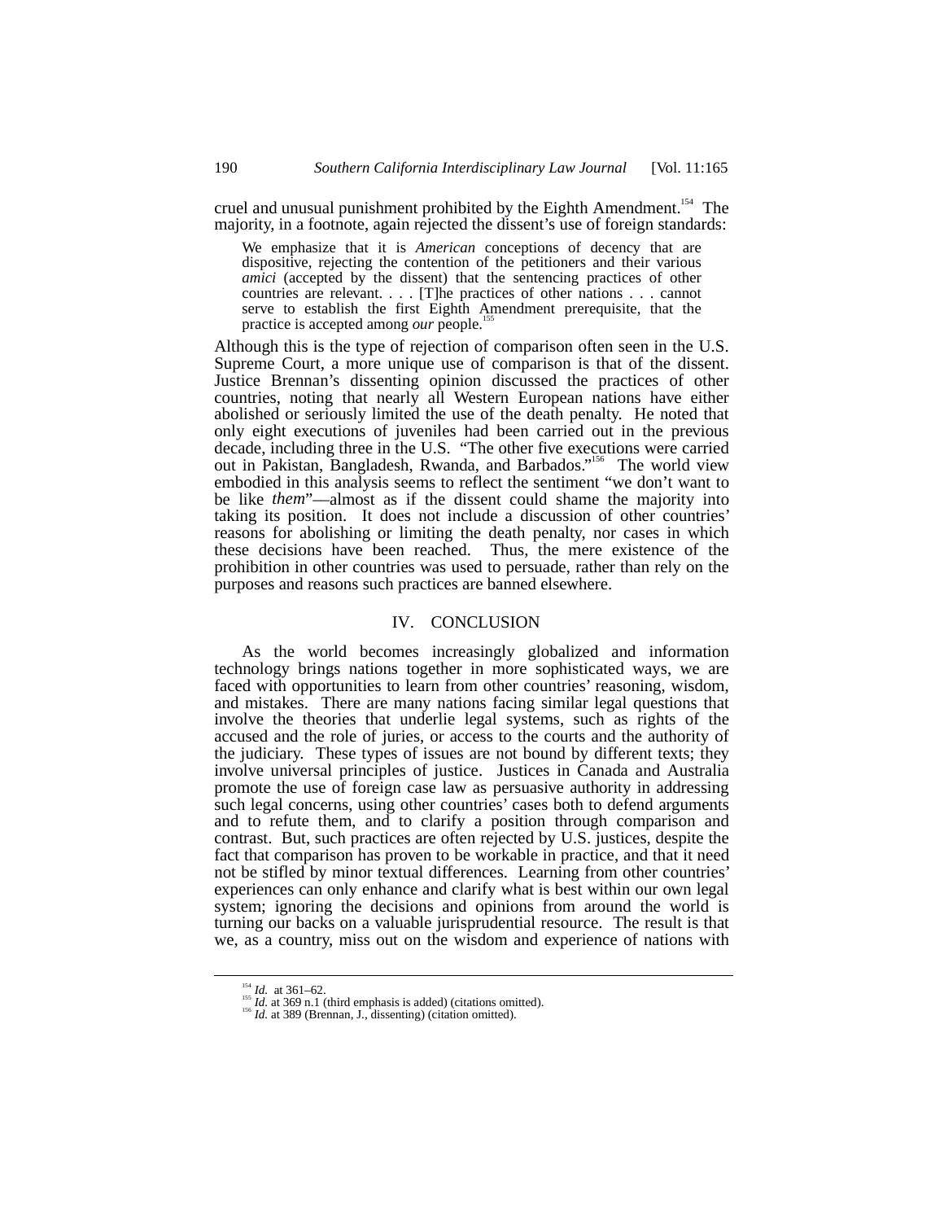cruel and unusual punishment prohibited by the Eighth Amendment.[154] The majority, in a footnote, again rejected the dissent's use of foreign standards:

> We emphasize that it is *American* conceptions of decency that are dispositive, rejecting the contention of the petitioners and their various *amici* (accepted by the dissent) that the sentencing practices of other countries are relevant. . . . [T]he practices of other nations . . . cannot serve to establish the first Eighth Amendment prerequisite, that the practice is accepted among *our* people.[155]

Although this is the type of rejection of comparison often seen in the U.S. Supreme Court, a more unique use of comparison is that of the dissent. Justice Brennan's dissenting opinion discussed the practices of other countries, noting that nearly all Western European nations have either abolished or seriously limited the use of the death penalty. He noted that only eight executions of juveniles had been carried out in the previous decade, including three in the U.S. "The other five executions were carried out in Pakistan, Bangladesh, Rwanda, and Barbados."[156] The world view embodied in this analysis seems to reflect the sentiment "we don't want to be like *them*"—almost as if the dissent could shame the majority into taking its position. It does not include a discussion of other countries' reasons for abolishing or limiting the death penalty, nor cases in which these decisions have been reached. Thus, the mere existence of the prohibition in other countries was used to persuade, rather than rely on the purposes and reasons such practices are banned elsewhere.

## IV. CONCLUSION

As the world becomes increasingly globalized and information technology brings nations together in more sophisticated ways, we are faced with opportunities to learn from other countries' reasoning, wisdom, and mistakes. There are many nations facing similar legal questions that involve the theories that underlie legal systems, such as rights of the accused and the role of juries, or access to the courts and the authority of the judiciary. These types of issues are not bound by different texts; they involve universal principles of justice. Justices in Canada and Australia promote the use of foreign case law as persuasive authority in addressing such legal concerns, using other countries' cases both to defend arguments and to refute them, and to clarify a position through comparison and contrast. But, such practices are often rejected by U.S. justices, despite the fact that comparison has proven to be workable in practice, and that it need not be stifled by minor textual differences. Learning from other countries' experiences can only enhance and clarify what is best within our own legal system; ignoring the decisions and opinions from around the world is turning our backs on a valuable jurisprudential resource. The result is that we, as a country, miss out on the wisdom and experience of nations with

---

[154] *Id.* at 361–62.

[155] *Id.* at 369 n.1 (third emphasis is added) (citations omitted).

[156] *Id.* at 389 (Brennan, J., dissenting) (citation omitted).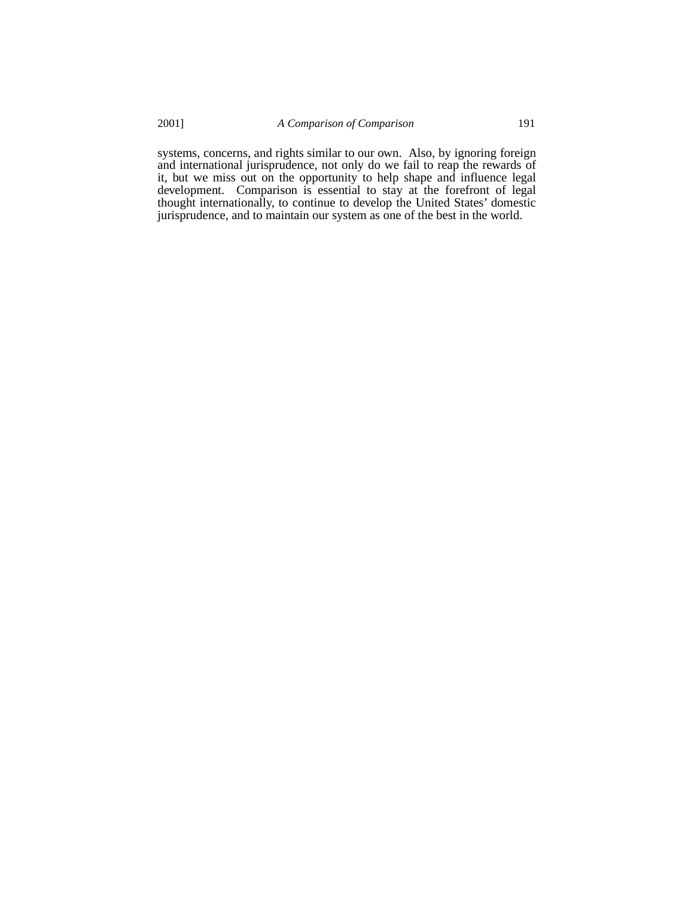systems, concerns, and rights similar to our own. Also, by ignoring foreign and international jurisprudence, not only do we fail to reap the rewards of it, but we miss out on the opportunity to help shape and influence legal development. Comparison is essential to stay at the forefront of legal thought internationally, to continue to develop the United States' domestic jurisprudence, and to maintain our system as one of the best in the world.